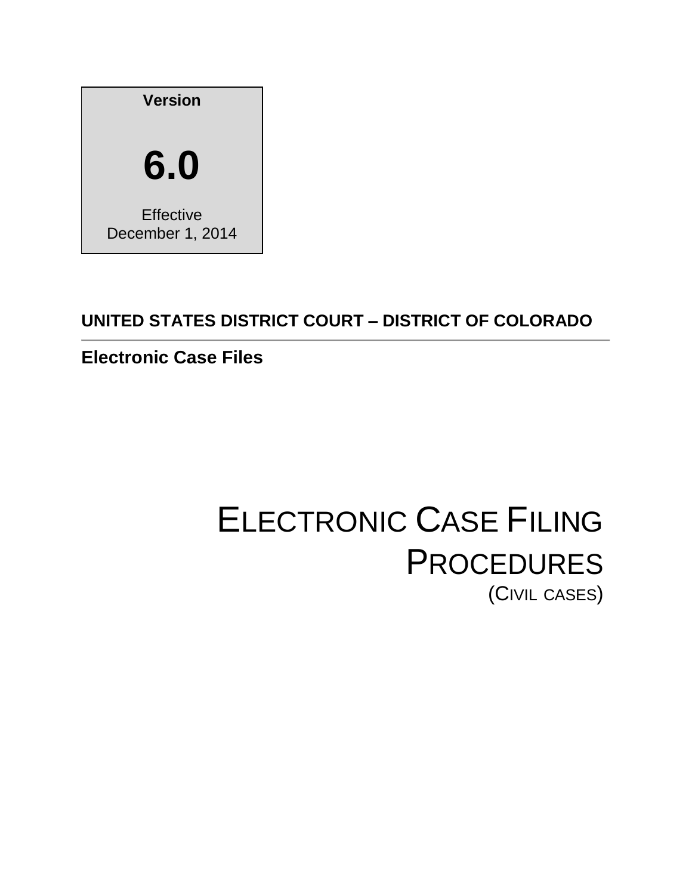**Version**

**6.0**

Effective
December 1, 2014

**UNITED STATES DISTRICT COURT – DISTRICT OF COLORADO**

---

**Electronic Case Files**

# ELECTRONIC CASE FILING PROCEDURES

(CIVIL CASES)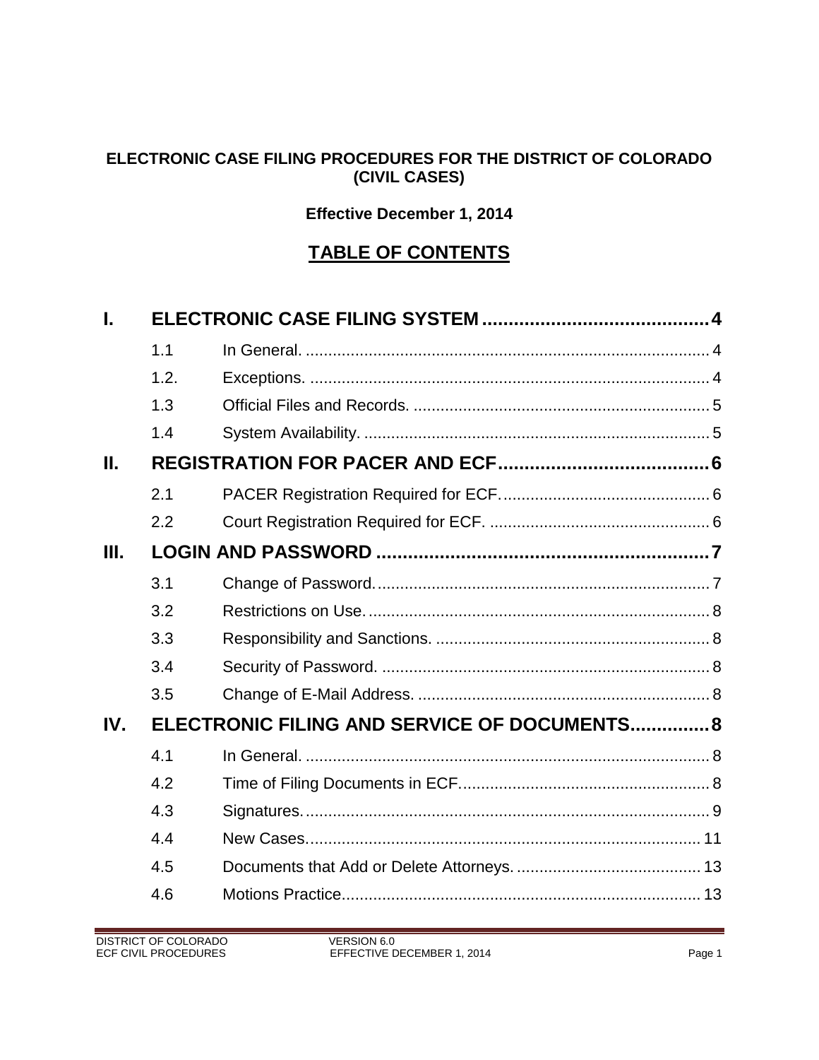**ELECTRONIC CASE FILING PROCEDURES FOR THE DISTRICT OF COLORADO (CIVIL CASES)**

**Effective December 1, 2014**

# TABLE OF CONTENTS

| | | | |
|---|---|---|---|
| **I.** | **ELECTRONIC CASE FILING SYSTEM** | | **4** |
| | 1.1 | In General. | 4 |
| | 1.2. | Exceptions. | 4 |
| | 1.3 | Official Files and Records. | 5 |
| | 1.4 | System Availability. | 5 |
| **II.** | **REGISTRATION FOR PACER AND ECF** | | **6** |
| | 2.1 | PACER Registration Required for ECF. | 6 |
| | 2.2 | Court Registration Required for ECF. | 6 |
| **III.** | **LOGIN AND PASSWORD** | | **7** |
| | 3.1 | Change of Password. | 7 |
| | 3.2 | Restrictions on Use. | 8 |
| | 3.3 | Responsibility and Sanctions. | 8 |
| | 3.4 | Security of Password. | 8 |
| | 3.5 | Change of E-Mail Address. | 8 |
| **IV.** | **ELECTRONIC FILING AND SERVICE OF DOCUMENTS** | | **8** |
| | 4.1 | In General. | 8 |
| | 4.2 | Time of Filing Documents in ECF. | 8 |
| | 4.3 | Signatures. | 9 |
| | 4.4 | New Cases. | 11 |
| | 4.5 | Documents that Add or Delete Attorneys. | 13 |
| | 4.6 | Motions Practice | 13 |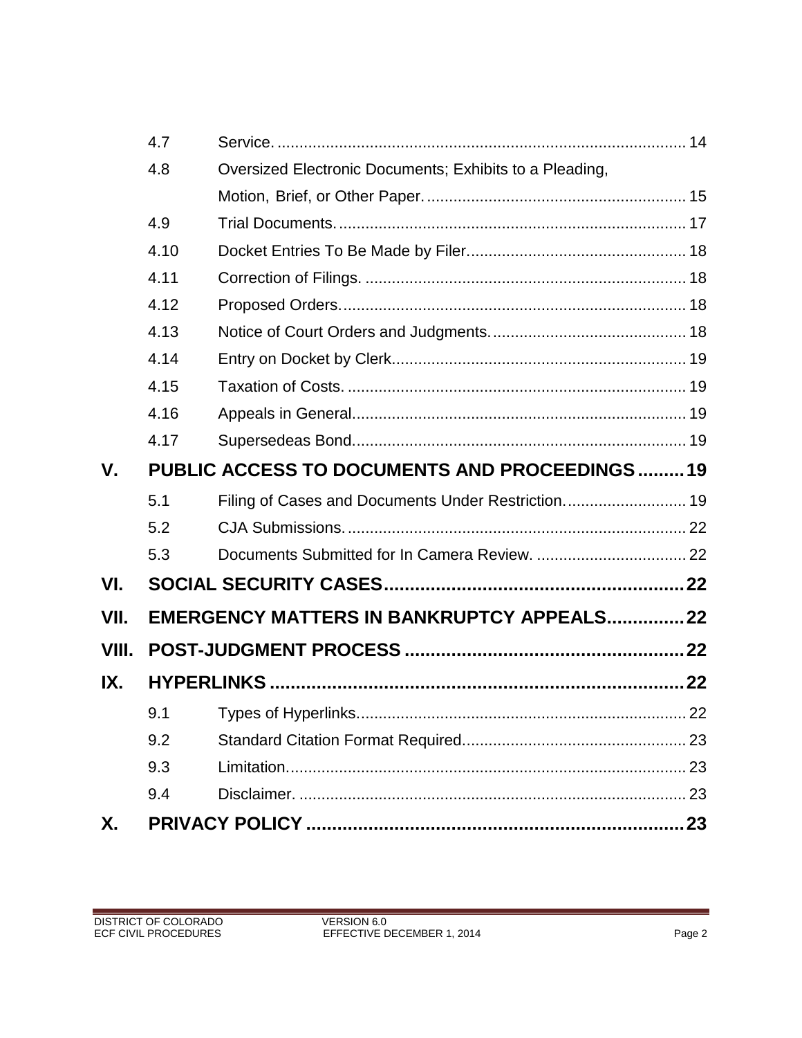| | | |
|---|---|---|
| 4.7 | Service. | 14 |
| 4.8 | Oversized Electronic Documents; Exhibits to a Pleading, Motion, Brief, or Other Paper. | 15 |
| 4.9 | Trial Documents. | 17 |
| 4.10 | Docket Entries To Be Made by Filer. | 18 |
| 4.11 | Correction of Filings. | 18 |
| 4.12 | Proposed Orders. | 18 |
| 4.13 | Notice of Court Orders and Judgments. | 18 |
| 4.14 | Entry on Docket by Clerk. | 19 |
| 4.15 | Taxation of Costs. | 19 |
| 4.16 | Appeals in General. | 19 |
| 4.17 | Supersedeas Bond. | 19 |

**V. PUBLIC ACCESS TO DOCUMENTS AND PROCEEDINGS ......... 19**

| | | |
|---|---|---|
| 5.1 | Filing of Cases and Documents Under Restriction. | 19 |
| 5.2 | CJA Submissions. | 22 |
| 5.3 | Documents Submitted for In Camera Review. | 22 |

**VI. SOCIAL SECURITY CASES ......... 22**

**VII. EMERGENCY MATTERS IN BANKRUPTCY APPEALS ......... 22**

**VIII. POST-JUDGMENT PROCESS ......... 22**

**IX. HYPERLINKS ......... 22**

| | | |
|---|---|---|
| 9.1 | Types of Hyperlinks. | 22 |
| 9.2 | Standard Citation Format Required. | 23 |
| 9.3 | Limitation. | 23 |
| 9.4 | Disclaimer. | 23 |

**X. PRIVACY POLICY ......... 23**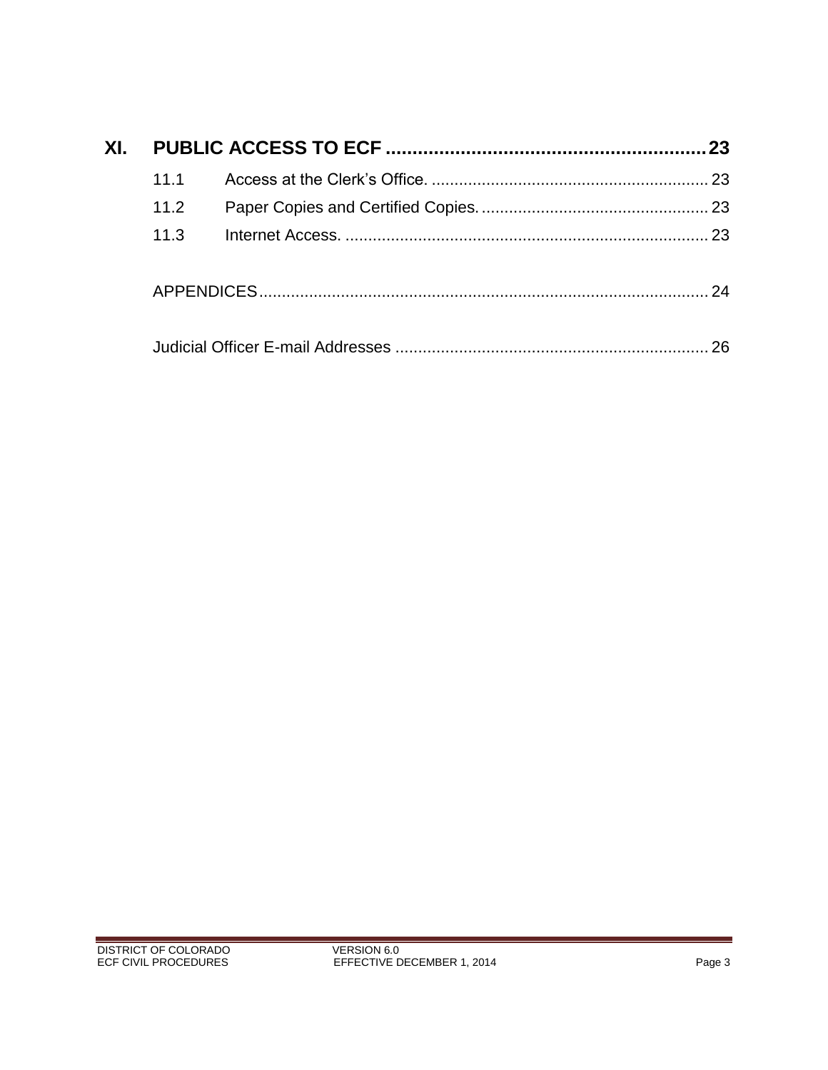**XI. PUBLIC ACCESS TO ECF .......... 23**

- 11.1 Access at the Clerk's Office. .......... 23
- 11.2 Paper Copies and Certified Copies. .......... 23
- 11.3 Internet Access. .......... 23

APPENDICES .......... 24

Judicial Officer E-mail Addresses .......... 26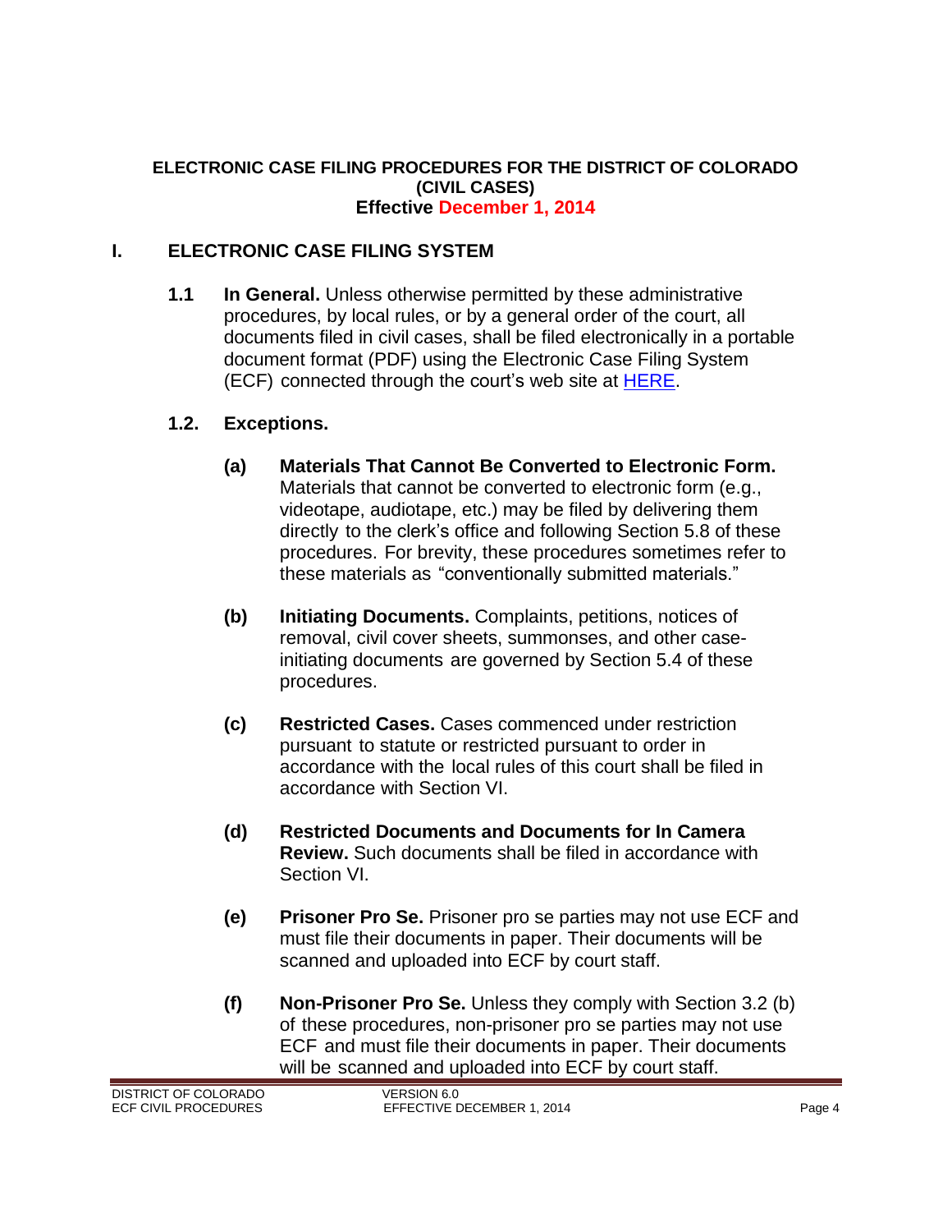**ELECTRONIC CASE FILING PROCEDURES FOR THE DISTRICT OF COLORADO (CIVIL CASES)**
**Effective December 1, 2014**

## I. ELECTRONIC CASE FILING SYSTEM

**1.1 In General.** Unless otherwise permitted by these administrative procedures, by local rules, or by a general order of the court, all documents filed in civil cases, shall be filed electronically in a portable document format (PDF) using the Electronic Case Filing System (ECF) connected through the court's web site at HERE.

**1.2. Exceptions.**

**(a) Materials That Cannot Be Converted to Electronic Form.** Materials that cannot be converted to electronic form (e.g., videotape, audiotape, etc.) may be filed by delivering them directly to the clerk's office and following Section 5.8 of these procedures. For brevity, these procedures sometimes refer to these materials as "conventionally submitted materials."

**(b) Initiating Documents.** Complaints, petitions, notices of removal, civil cover sheets, summonses, and other case-initiating documents are governed by Section 5.4 of these procedures.

**(c) Restricted Cases.** Cases commenced under restriction pursuant to statute or restricted pursuant to order in accordance with the local rules of this court shall be filed in accordance with Section VI.

**(d) Restricted Documents and Documents for In Camera Review.** Such documents shall be filed in accordance with Section VI.

**(e) Prisoner Pro Se.** Prisoner pro se parties may not use ECF and must file their documents in paper. Their documents will be scanned and uploaded into ECF by court staff.

**(f) Non-Prisoner Pro Se.** Unless they comply with Section 3.2 (b) of these procedures, non-prisoner pro se parties may not use ECF and must file their documents in paper. Their documents will be scanned and uploaded into ECF by court staff.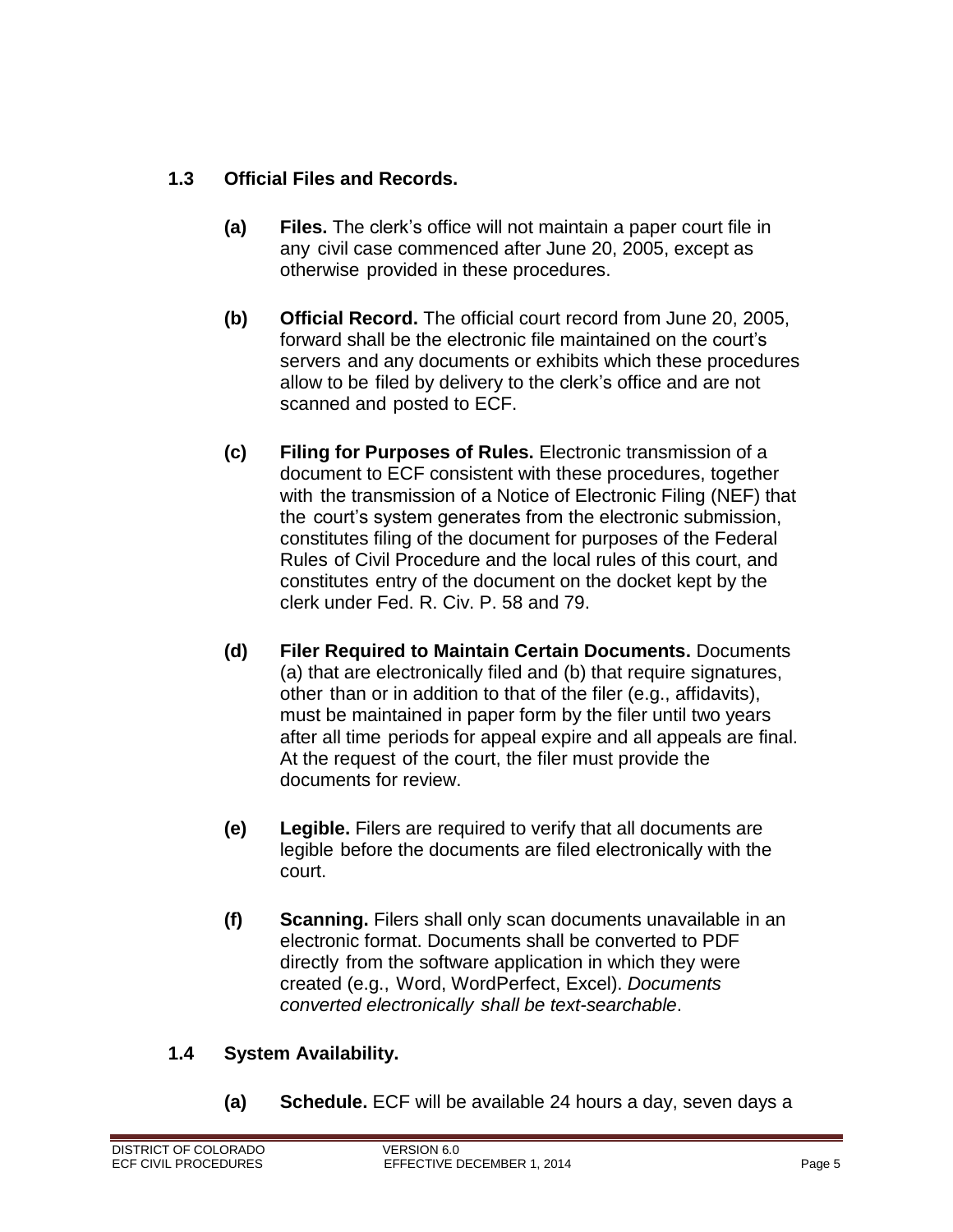### 1.3 Official Files and Records.

**(a) Files.** The clerk's office will not maintain a paper court file in any civil case commenced after June 20, 2005, except as otherwise provided in these procedures.

**(b) Official Record.** The official court record from June 20, 2005, forward shall be the electronic file maintained on the court's servers and any documents or exhibits which these procedures allow to be filed by delivery to the clerk's office and are not scanned and posted to ECF.

**(c) Filing for Purposes of Rules.** Electronic transmission of a document to ECF consistent with these procedures, together with the transmission of a Notice of Electronic Filing (NEF) that the court's system generates from the electronic submission, constitutes filing of the document for purposes of the Federal Rules of Civil Procedure and the local rules of this court, and constitutes entry of the document on the docket kept by the clerk under Fed. R. Civ. P. 58 and 79.

**(d) Filer Required to Maintain Certain Documents.** Documents (a) that are electronically filed and (b) that require signatures, other than or in addition to that of the filer (e.g., affidavits), must be maintained in paper form by the filer until two years after all time periods for appeal expire and all appeals are final. At the request of the court, the filer must provide the documents for review.

**(e) Legible.** Filers are required to verify that all documents are legible before the documents are filed electronically with the court.

**(f) Scanning.** Filers shall only scan documents unavailable in an electronic format. Documents shall be converted to PDF directly from the software application in which they were created (e.g., Word, WordPerfect, Excel). *Documents converted electronically shall be text-searchable*.

### 1.4 System Availability.

**(a) Schedule.** ECF will be available 24 hours a day, seven days a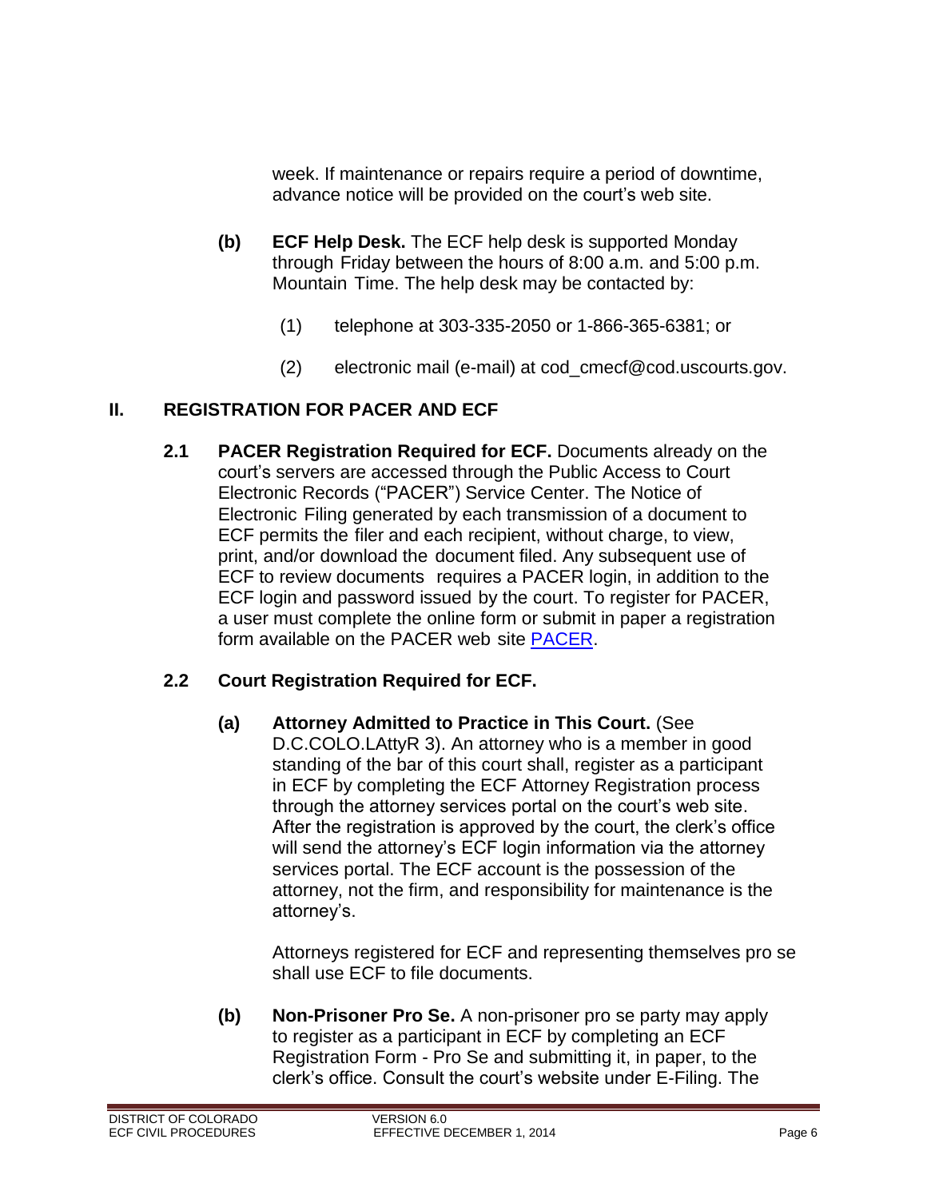week. If maintenance or repairs require a period of downtime, advance notice will be provided on the court's web site.

**(b) ECF Help Desk.** The ECF help desk is supported Monday through Friday between the hours of 8:00 a.m. and 5:00 p.m. Mountain Time. The help desk may be contacted by:

(1) telephone at 303-335-2050 or 1-866-365-6381; or

(2) electronic mail (e-mail) at cod_cmecf@cod.uscourts.gov.

## II. REGISTRATION FOR PACER AND ECF

**2.1 PACER Registration Required for ECF.** Documents already on the court's servers are accessed through the Public Access to Court Electronic Records ("PACER") Service Center. The Notice of Electronic Filing generated by each transmission of a document to ECF permits the filer and each recipient, without charge, to view, print, and/or download the document filed. Any subsequent use of ECF to review documents requires a PACER login, in addition to the ECF login and password issued by the court. To register for PACER, a user must complete the online form or submit in paper a registration form available on the PACER web site PACER.

**2.2 Court Registration Required for ECF.**

**(a) Attorney Admitted to Practice in This Court.** (See D.C.COLO.LAttyR 3). An attorney who is a member in good standing of the bar of this court shall, register as a participant in ECF by completing the ECF Attorney Registration process through the attorney services portal on the court's web site. After the registration is approved by the court, the clerk's office will send the attorney's ECF login information via the attorney services portal. The ECF account is the possession of the attorney, not the firm, and responsibility for maintenance is the attorney's.

Attorneys registered for ECF and representing themselves pro se shall use ECF to file documents.

**(b) Non-Prisoner Pro Se.** A non-prisoner pro se party may apply to register as a participant in ECF by completing an ECF Registration Form - Pro Se and submitting it, in paper, to the clerk's office. Consult the court's website under E-Filing. The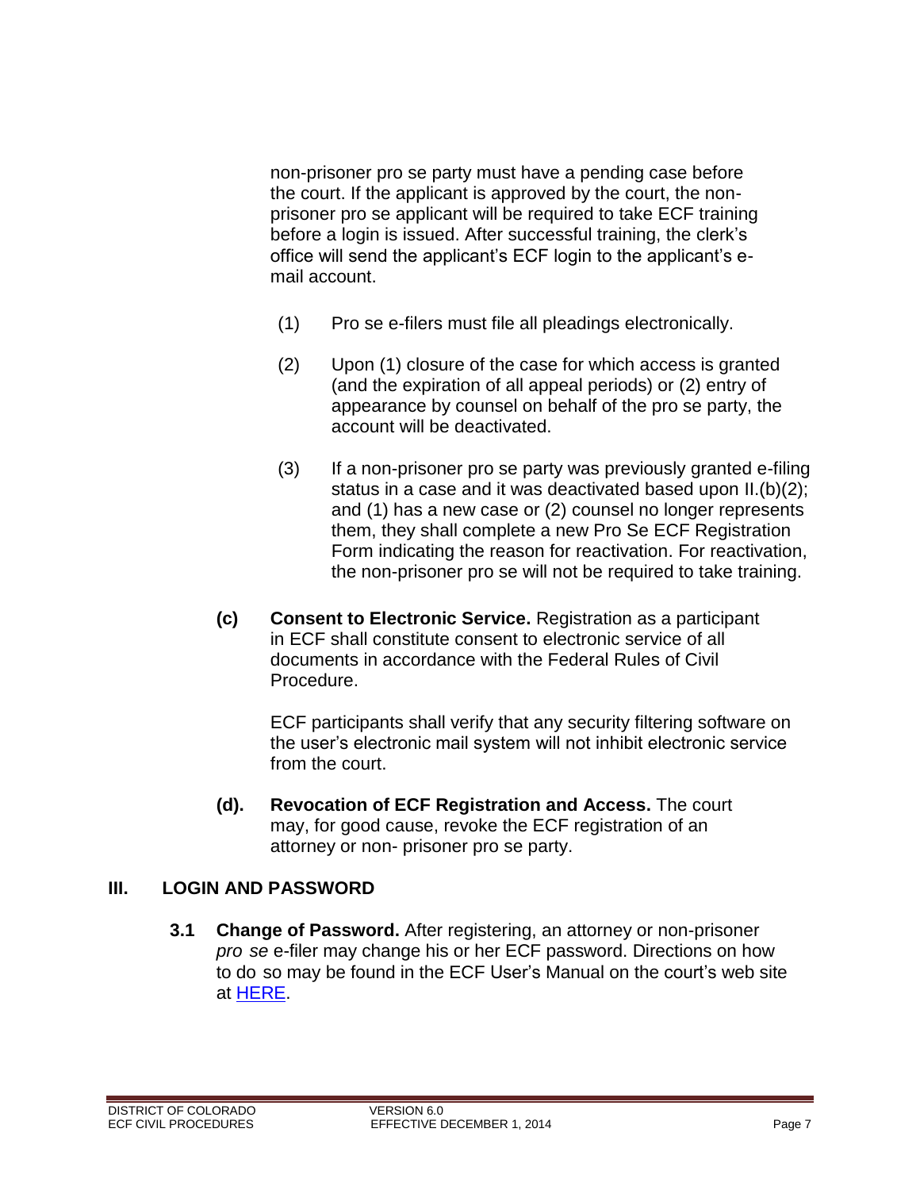non-prisoner pro se party must have a pending case before the court. If the applicant is approved by the court, the non-prisoner pro se applicant will be required to take ECF training before a login is issued. After successful training, the clerk's office will send the applicant's ECF login to the applicant's e-mail account.

(1) Pro se e-filers must file all pleadings electronically.

(2) Upon (1) closure of the case for which access is granted (and the expiration of all appeal periods) or (2) entry of appearance by counsel on behalf of the pro se party, the account will be deactivated.

(3) If a non-prisoner pro se party was previously granted e-filing status in a case and it was deactivated based upon II.(b)(2); and (1) has a new case or (2) counsel no longer represents them, they shall complete a new Pro Se ECF Registration Form indicating the reason for reactivation. For reactivation, the non-prisoner pro se will not be required to take training.

**(c) Consent to Electronic Service.** Registration as a participant in ECF shall constitute consent to electronic service of all documents in accordance with the Federal Rules of Civil Procedure.

ECF participants shall verify that any security filtering software on the user's electronic mail system will not inhibit electronic service from the court.

**(d). Revocation of ECF Registration and Access.** The court may, for good cause, revoke the ECF registration of an attorney or non- prisoner pro se party.

## III. LOGIN AND PASSWORD

**3.1 Change of Password.** After registering, an attorney or non-prisoner *pro se* e-filer may change his or her ECF password. Directions on how to do so may be found in the ECF User's Manual on the court's web site at HERE.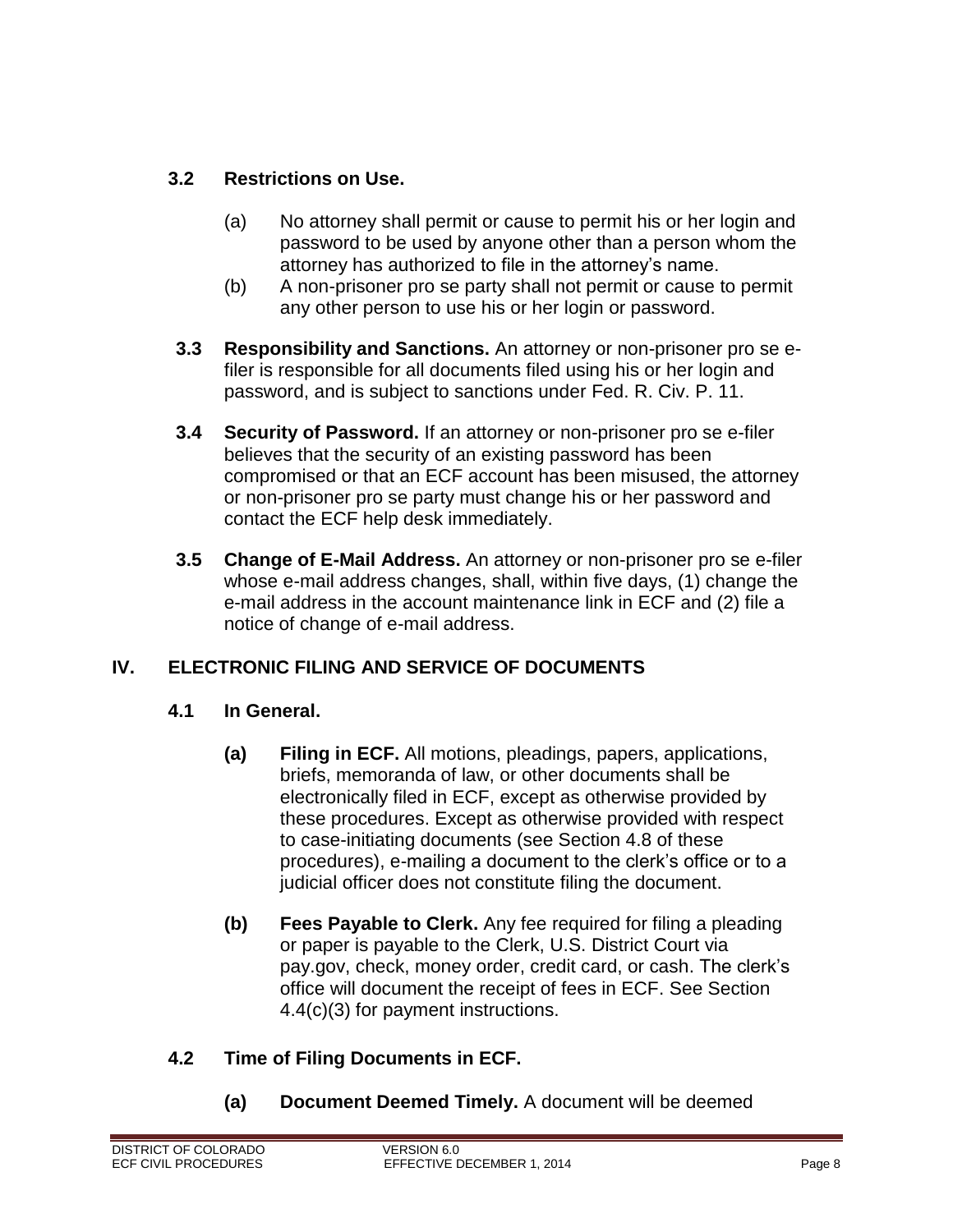### 3.2 Restrictions on Use.

(a) No attorney shall permit or cause to permit his or her login and password to be used by anyone other than a person whom the attorney has authorized to file in the attorney's name.

(b) A non-prisoner pro se party shall not permit or cause to permit any other person to use his or her login or password.

**3.3 Responsibility and Sanctions.** An attorney or non-prisoner pro se e-filer is responsible for all documents filed using his or her login and password, and is subject to sanctions under Fed. R. Civ. P. 11.

**3.4 Security of Password.** If an attorney or non-prisoner pro se e-filer believes that the security of an existing password has been compromised or that an ECF account has been misused, the attorney or non-prisoner pro se party must change his or her password and contact the ECF help desk immediately.

**3.5 Change of E-Mail Address.** An attorney or non-prisoner pro se e-filer whose e-mail address changes, shall, within five days, (1) change the e-mail address in the account maintenance link in ECF and (2) file a notice of change of e-mail address.

## IV. ELECTRONIC FILING AND SERVICE OF DOCUMENTS

### 4.1 In General.

**(a) Filing in ECF.** All motions, pleadings, papers, applications, briefs, memoranda of law, or other documents shall be electronically filed in ECF, except as otherwise provided by these procedures. Except as otherwise provided with respect to case-initiating documents (see Section 4.8 of these procedures), e-mailing a document to the clerk's office or to a judicial officer does not constitute filing the document.

**(b) Fees Payable to Clerk.** Any fee required for filing a pleading or paper is payable to the Clerk, U.S. District Court via pay.gov, check, money order, credit card, or cash. The clerk's office will document the receipt of fees in ECF. See Section 4.4(c)(3) for payment instructions.

### 4.2 Time of Filing Documents in ECF.

**(a) Document Deemed Timely.** A document will be deemed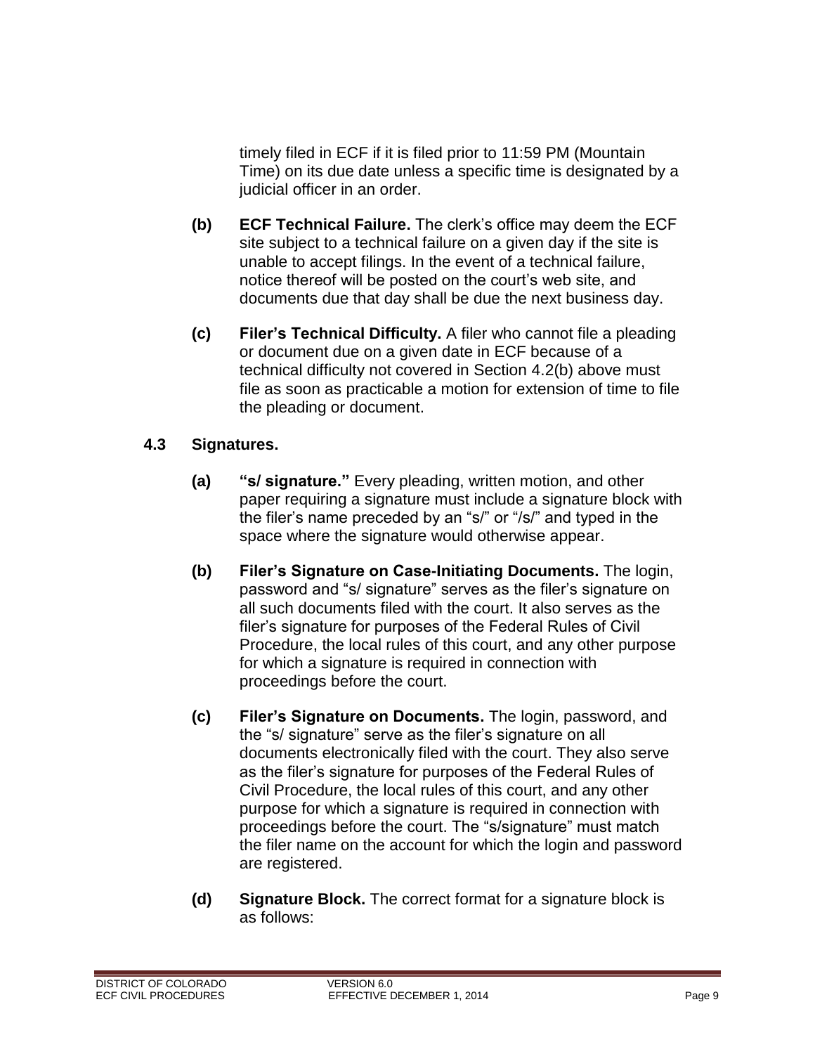timely filed in ECF if it is filed prior to 11:59 PM (Mountain Time) on its due date unless a specific time is designated by a judicial officer in an order.

**(b) ECF Technical Failure.** The clerk's office may deem the ECF site subject to a technical failure on a given day if the site is unable to accept filings. In the event of a technical failure, notice thereof will be posted on the court's web site, and documents due that day shall be due the next business day.

**(c) Filer's Technical Difficulty.** A filer who cannot file a pleading or document due on a given date in ECF because of a technical difficulty not covered in Section 4.2(b) above must file as soon as practicable a motion for extension of time to file the pleading or document.

### 4.3 Signatures.

**(a) "s/ signature."** Every pleading, written motion, and other paper requiring a signature must include a signature block with the filer's name preceded by an "s/" or "/s/" and typed in the space where the signature would otherwise appear.

**(b) Filer's Signature on Case-Initiating Documents.** The login, password and "s/ signature" serves as the filer's signature on all such documents filed with the court. It also serves as the filer's signature for purposes of the Federal Rules of Civil Procedure, the local rules of this court, and any other purpose for which a signature is required in connection with proceedings before the court.

**(c) Filer's Signature on Documents.** The login, password, and the "s/ signature" serve as the filer's signature on all documents electronically filed with the court. They also serve as the filer's signature for purposes of the Federal Rules of Civil Procedure, the local rules of this court, and any other purpose for which a signature is required in connection with proceedings before the court. The "s/signature" must match the filer name on the account for which the login and password are registered.

**(d) Signature Block.** The correct format for a signature block is as follows: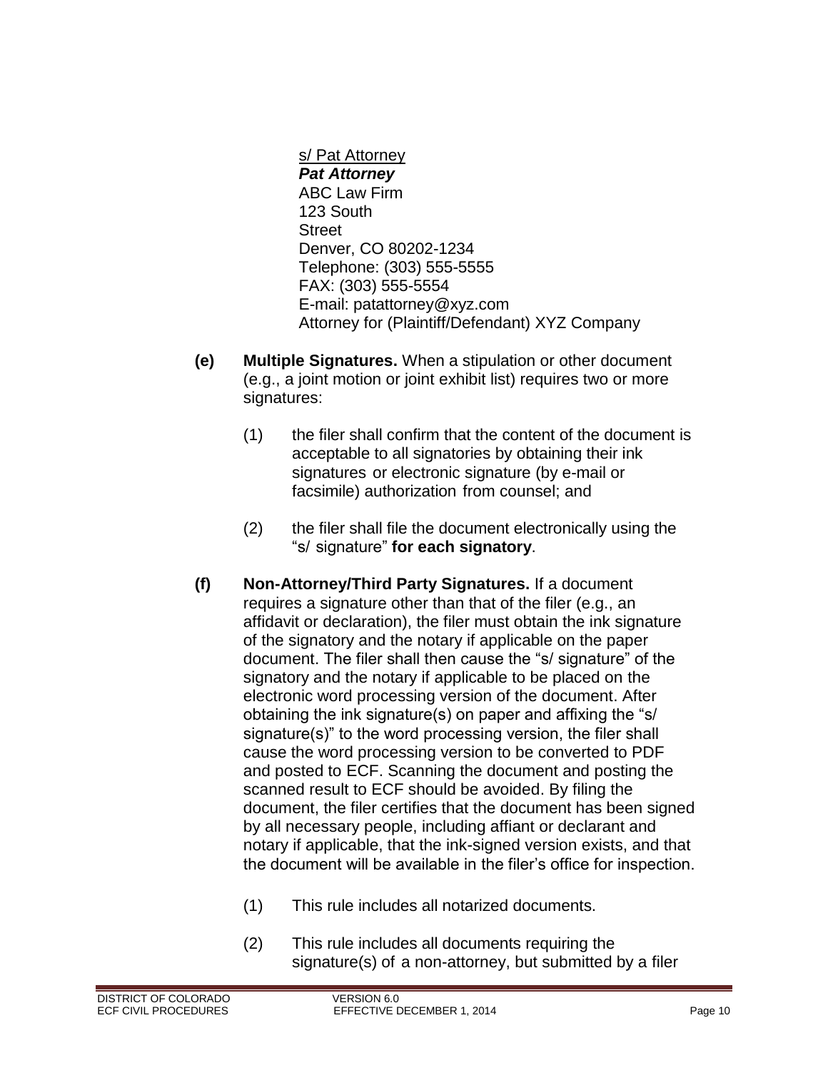s/ Pat Attorney
***Pat Attorney***
ABC Law Firm
123 South
Street
Denver, CO 80202-1234
Telephone: (303) 555-5555
FAX: (303) 555-5554
E-mail: patattorney@xyz.com
Attorney for (Plaintiff/Defendant) XYZ Company

**(e) Multiple Signatures.** When a stipulation or other document (e.g., a joint motion or joint exhibit list) requires two or more signatures:

(1) the filer shall confirm that the content of the document is acceptable to all signatories by obtaining their ink signatures or electronic signature (by e-mail or facsimile) authorization from counsel; and

(2) the filer shall file the document electronically using the "s/ signature" **for each signatory**.

**(f) Non-Attorney/Third Party Signatures.** If a document requires a signature other than that of the filer (e.g., an affidavit or declaration), the filer must obtain the ink signature of the signatory and the notary if applicable on the paper document. The filer shall then cause the "s/ signature" of the signatory and the notary if applicable to be placed on the electronic word processing version of the document. After obtaining the ink signature(s) on paper and affixing the "s/ signature(s)" to the word processing version, the filer shall cause the word processing version to be converted to PDF and posted to ECF. Scanning the document and posting the scanned result to ECF should be avoided. By filing the document, the filer certifies that the document has been signed by all necessary people, including affiant or declarant and notary if applicable, that the ink-signed version exists, and that the document will be available in the filer's office for inspection.

(1) This rule includes all notarized documents.

(2) This rule includes all documents requiring the signature(s) of a non-attorney, but submitted by a filer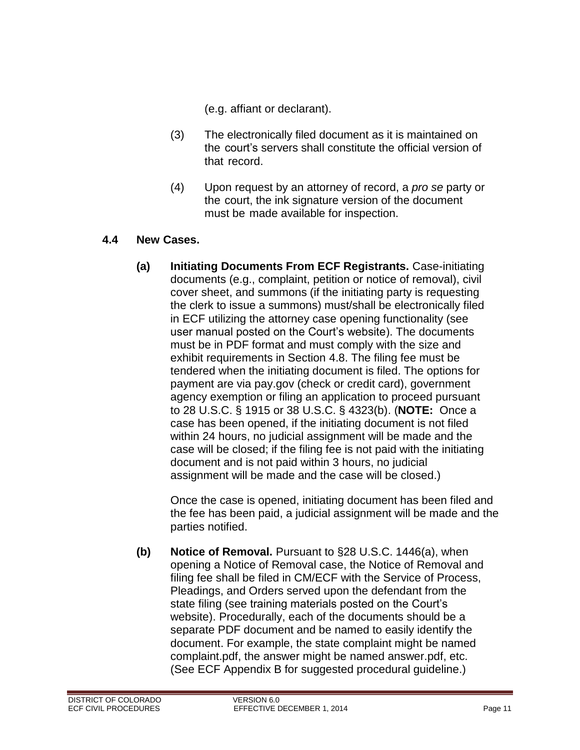(e.g. affiant or declarant).

(3) The electronically filed document as it is maintained on the court's servers shall constitute the official version of that record.

(4) Upon request by an attorney of record, a *pro se* party or the court, the ink signature version of the document must be made available for inspection.

## 4.4 New Cases.

**(a) Initiating Documents From ECF Registrants.** Case-initiating documents (e.g., complaint, petition or notice of removal), civil cover sheet, and summons (if the initiating party is requesting the clerk to issue a summons) must/shall be electronically filed in ECF utilizing the attorney case opening functionality (see user manual posted on the Court's website). The documents must be in PDF format and must comply with the size and exhibit requirements in Section 4.8. The filing fee must be tendered when the initiating document is filed. The options for payment are via pay.gov (check or credit card), government agency exemption or filing an application to proceed pursuant to 28 U.S.C. § 1915 or 38 U.S.C. § 4323(b). (**NOTE:** Once a case has been opened, if the initiating document is not filed within 24 hours, no judicial assignment will be made and the case will be closed; if the filing fee is not paid with the initiating document and is not paid within 3 hours, no judicial assignment will be made and the case will be closed.)

Once the case is opened, initiating document has been filed and the fee has been paid, a judicial assignment will be made and the parties notified.

**(b) Notice of Removal.** Pursuant to §28 U.S.C. 1446(a), when opening a Notice of Removal case, the Notice of Removal and filing fee shall be filed in CM/ECF with the Service of Process, Pleadings, and Orders served upon the defendant from the state filing (see training materials posted on the Court's website). Procedurally, each of the documents should be a separate PDF document and be named to easily identify the document. For example, the state complaint might be named complaint.pdf, the answer might be named answer.pdf, etc. (See ECF Appendix B for suggested procedural guideline.)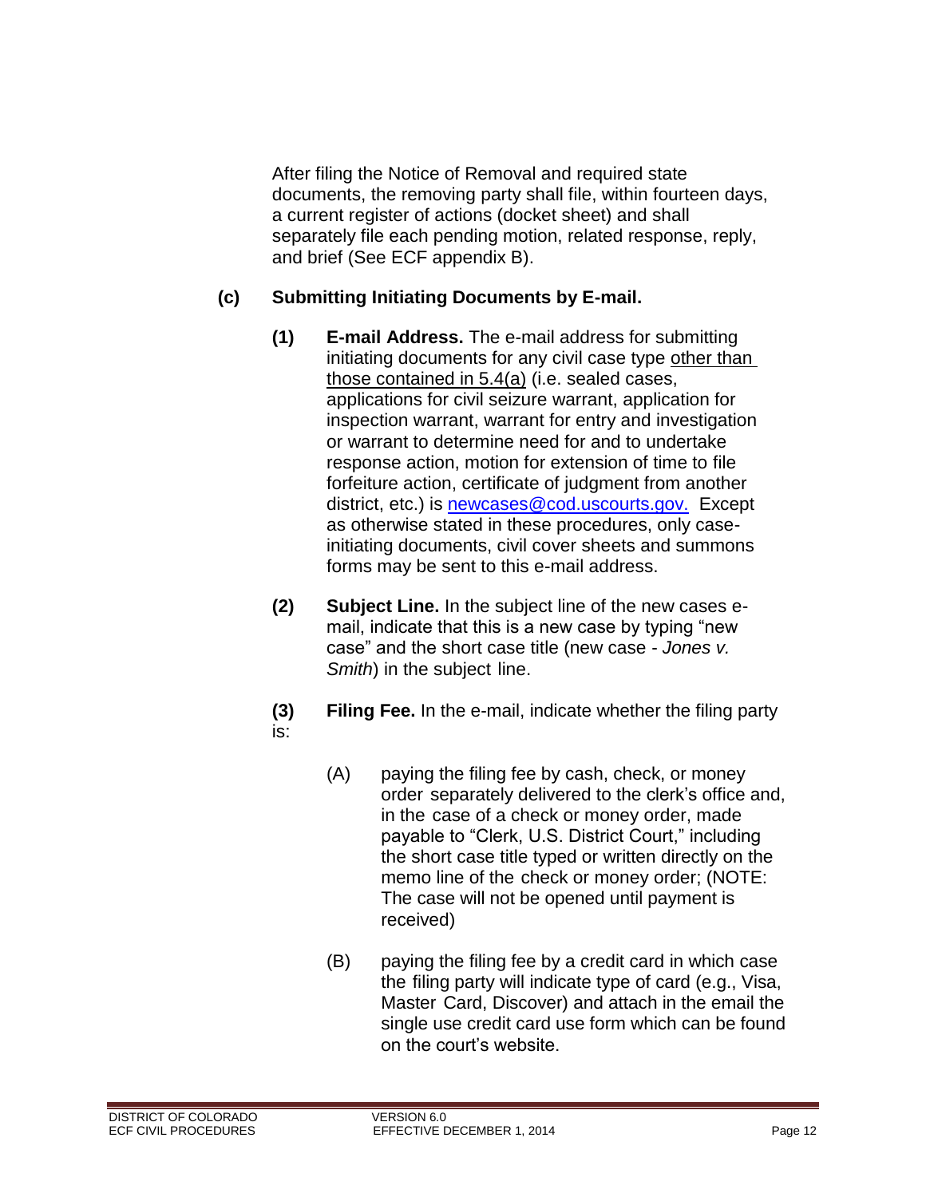After filing the Notice of Removal and required state documents, the removing party shall file, within fourteen days, a current register of actions (docket sheet) and shall separately file each pending motion, related response, reply, and brief (See ECF appendix B).

**(c) Submitting Initiating Documents by E-mail.**

**(1) E-mail Address.** The e-mail address for submitting initiating documents for any civil case type other than those contained in 5.4(a) (i.e. sealed cases, applications for civil seizure warrant, application for inspection warrant, warrant for entry and investigation or warrant to determine need for and to undertake response action, motion for extension of time to file forfeiture action, certificate of judgment from another district, etc.) is newcases@cod.uscourts.gov. Except as otherwise stated in these procedures, only case-initiating documents, civil cover sheets and summons forms may be sent to this e-mail address.

**(2) Subject Line.** In the subject line of the new cases e-mail, indicate that this is a new case by typing "new case" and the short case title (new case - *Jones v. Smith*) in the subject line.

**(3) Filing Fee.** In the e-mail, indicate whether the filing party is:

(A) paying the filing fee by cash, check, or money order separately delivered to the clerk's office and, in the case of a check or money order, made payable to "Clerk, U.S. District Court," including the short case title typed or written directly on the memo line of the check or money order; (NOTE: The case will not be opened until payment is received)

(B) paying the filing fee by a credit card in which case the filing party will indicate type of card (e.g., Visa, Master Card, Discover) and attach in the email the single use credit card use form which can be found on the court's website.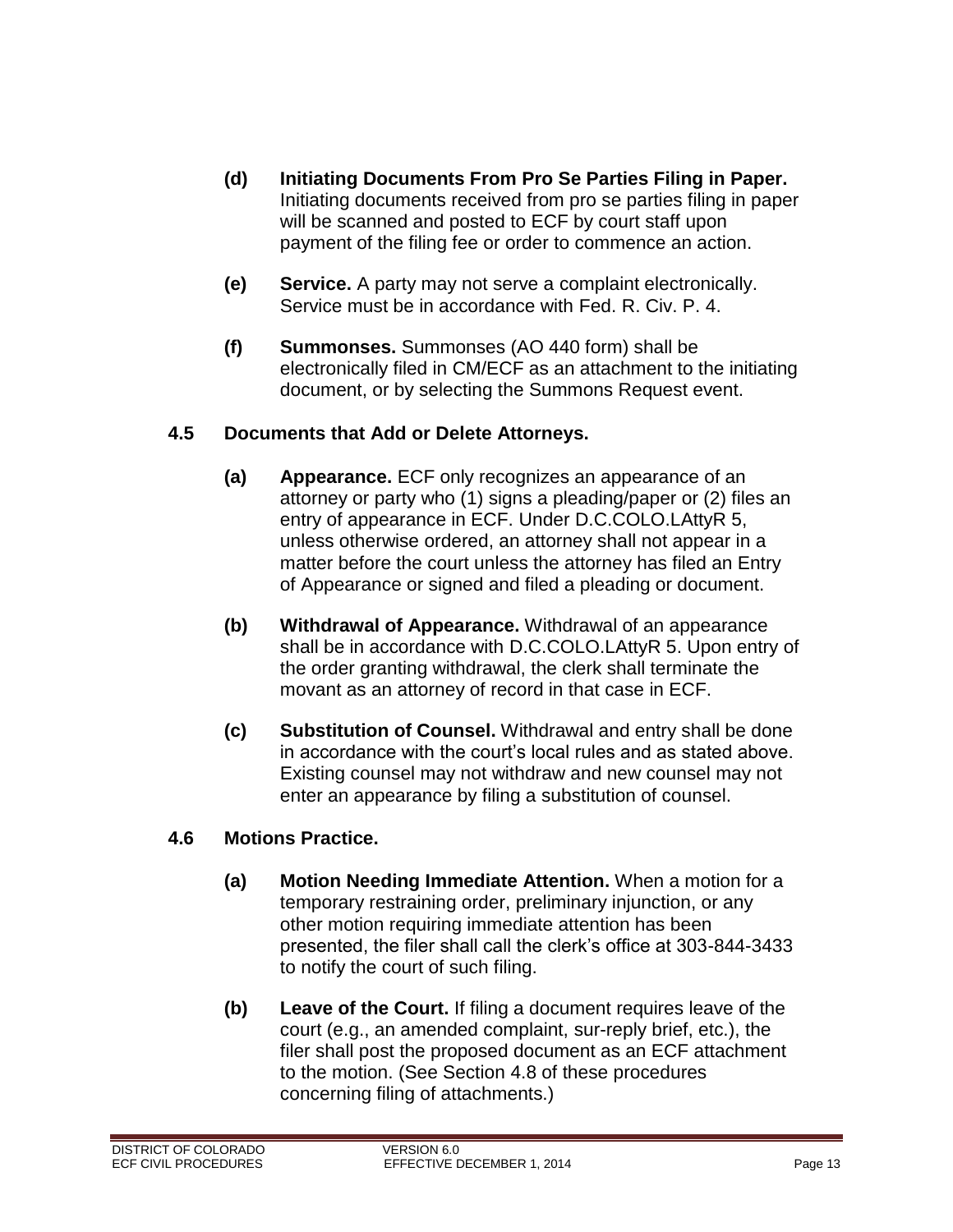**(d) Initiating Documents From Pro Se Parties Filing in Paper.** Initiating documents received from pro se parties filing in paper will be scanned and posted to ECF by court staff upon payment of the filing fee or order to commence an action.

**(e) Service.** A party may not serve a complaint electronically. Service must be in accordance with Fed. R. Civ. P. 4.

**(f) Summonses.** Summonses (AO 440 form) shall be electronically filed in CM/ECF as an attachment to the initiating document, or by selecting the Summons Request event.

### 4.5 Documents that Add or Delete Attorneys.

**(a) Appearance.** ECF only recognizes an appearance of an attorney or party who (1) signs a pleading/paper or (2) files an entry of appearance in ECF. Under D.C.COLO.LAttyR 5, unless otherwise ordered, an attorney shall not appear in a matter before the court unless the attorney has filed an Entry of Appearance or signed and filed a pleading or document.

**(b) Withdrawal of Appearance.** Withdrawal of an appearance shall be in accordance with D.C.COLO.LAttyR 5. Upon entry of the order granting withdrawal, the clerk shall terminate the movant as an attorney of record in that case in ECF.

**(c) Substitution of Counsel.** Withdrawal and entry shall be done in accordance with the court's local rules and as stated above. Existing counsel may not withdraw and new counsel may not enter an appearance by filing a substitution of counsel.

### 4.6 Motions Practice.

**(a) Motion Needing Immediate Attention.** When a motion for a temporary restraining order, preliminary injunction, or any other motion requiring immediate attention has been presented, the filer shall call the clerk's office at 303-844-3433 to notify the court of such filing.

**(b) Leave of the Court.** If filing a document requires leave of the court (e.g., an amended complaint, sur-reply brief, etc.), the filer shall post the proposed document as an ECF attachment to the motion. (See Section 4.8 of these procedures concerning filing of attachments.)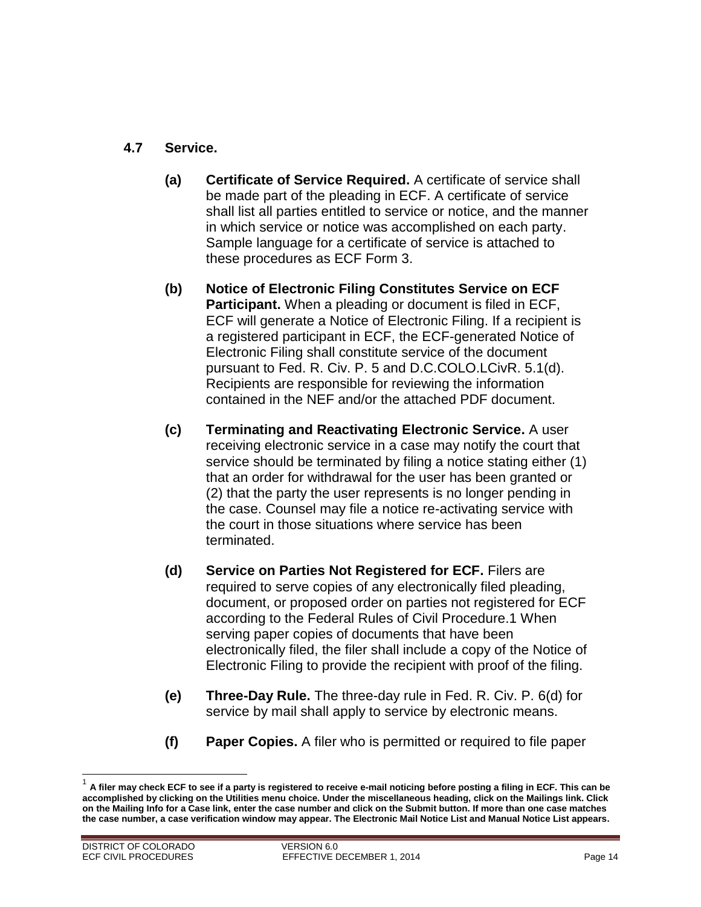## 4.7 Service.

**(a) Certificate of Service Required.** A certificate of service shall be made part of the pleading in ECF. A certificate of service shall list all parties entitled to service or notice, and the manner in which service or notice was accomplished on each party. Sample language for a certificate of service is attached to these procedures as ECF Form 3.

**(b) Notice of Electronic Filing Constitutes Service on ECF Participant.** When a pleading or document is filed in ECF, ECF will generate a Notice of Electronic Filing. If a recipient is a registered participant in ECF, the ECF-generated Notice of Electronic Filing shall constitute service of the document pursuant to Fed. R. Civ. P. 5 and D.C.COLO.LCivR. 5.1(d). Recipients are responsible for reviewing the information contained in the NEF and/or the attached PDF document.

**(c) Terminating and Reactivating Electronic Service.** A user receiving electronic service in a case may notify the court that service should be terminated by filing a notice stating either (1) that an order for withdrawal for the user has been granted or (2) that the party the user represents is no longer pending in the case. Counsel may file a notice re-activating service with the court in those situations where service has been terminated.

**(d) Service on Parties Not Registered for ECF.** Filers are required to serve copies of any electronically filed pleading, document, or proposed order on parties not registered for ECF according to the Federal Rules of Civil Procedure.[1] When serving paper copies of documents that have been electronically filed, the filer shall include a copy of the Notice of Electronic Filing to provide the recipient with proof of the filing.

**(e) Three-Day Rule.** The three-day rule in Fed. R. Civ. P. 6(d) for service by mail shall apply to service by electronic means.

**(f) Paper Copies.** A filer who is permitted or required to file paper

---

[1] **A filer may check ECF to see if a party is registered to receive e-mail noticing before posting a filing in ECF. This can be accomplished by clicking on the Utilities menu choice. Under the miscellaneous heading, click on the Mailings link. Click on the Mailing Info for a Case link, enter the case number and click on the Submit button. If more than one case matches the case number, a case verification window may appear. The Electronic Mail Notice List and Manual Notice List appears.**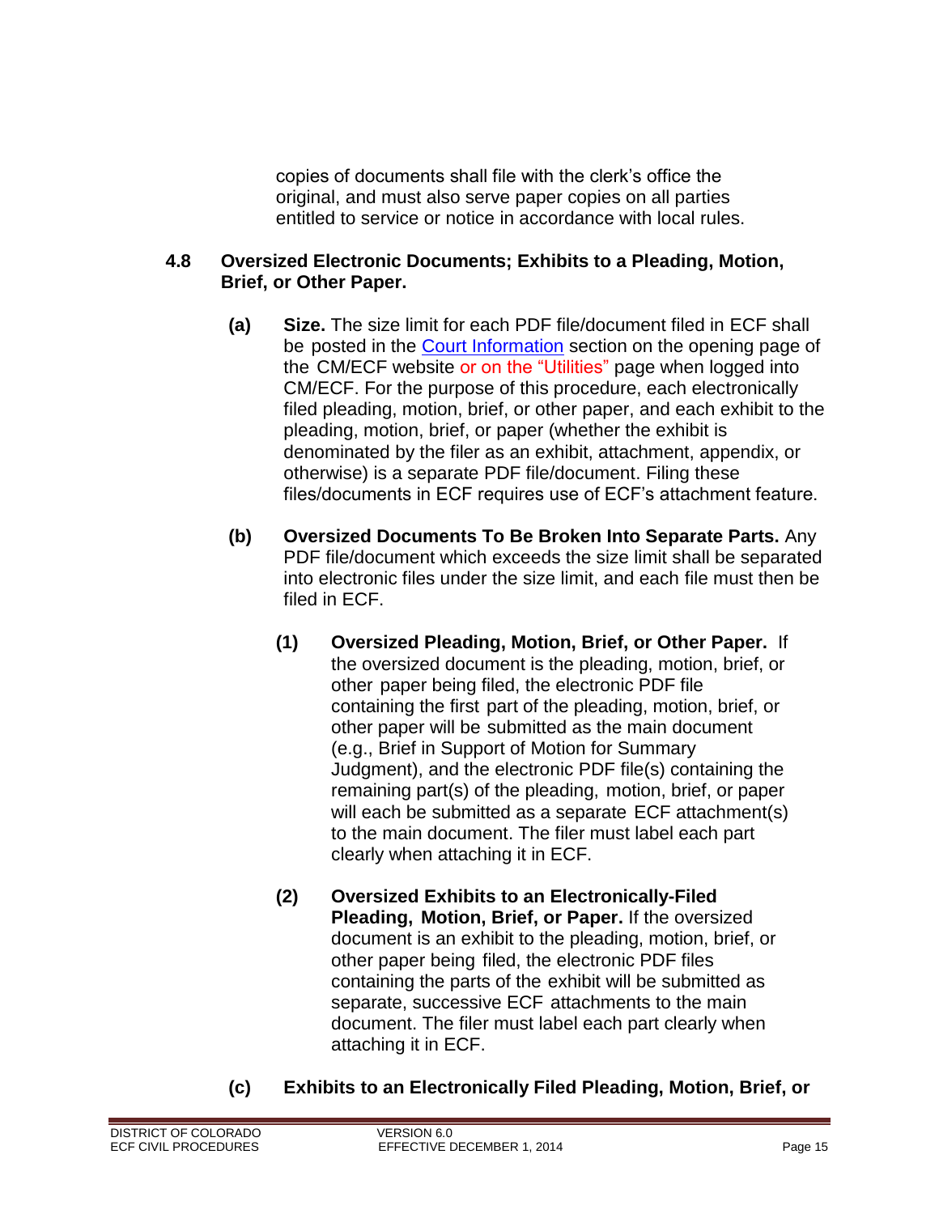copies of documents shall file with the clerk's office the original, and must also serve paper copies on all parties entitled to service or notice in accordance with local rules.

### 4.8 Oversized Electronic Documents; Exhibits to a Pleading, Motion, Brief, or Other Paper.

**(a) Size.** The size limit for each PDF file/document filed in ECF shall be posted in the Court Information section on the opening page of the CM/ECF website or on the "Utilities" page when logged into CM/ECF. For the purpose of this procedure, each electronically filed pleading, motion, brief, or other paper, and each exhibit to the pleading, motion, brief, or paper (whether the exhibit is denominated by the filer as an exhibit, attachment, appendix, or otherwise) is a separate PDF file/document. Filing these files/documents in ECF requires use of ECF's attachment feature.

**(b) Oversized Documents To Be Broken Into Separate Parts.** Any PDF file/document which exceeds the size limit shall be separated into electronic files under the size limit, and each file must then be filed in ECF.

**(1) Oversized Pleading, Motion, Brief, or Other Paper.** If the oversized document is the pleading, motion, brief, or other paper being filed, the electronic PDF file containing the first part of the pleading, motion, brief, or other paper will be submitted as the main document (e.g., Brief in Support of Motion for Summary Judgment), and the electronic PDF file(s) containing the remaining part(s) of the pleading, motion, brief, or paper will each be submitted as a separate ECF attachment(s) to the main document. The filer must label each part clearly when attaching it in ECF.

**(2) Oversized Exhibits to an Electronically-Filed Pleading, Motion, Brief, or Paper.** If the oversized document is an exhibit to the pleading, motion, brief, or other paper being filed, the electronic PDF files containing the parts of the exhibit will be submitted as separate, successive ECF attachments to the main document. The filer must label each part clearly when attaching it in ECF.

**(c) Exhibits to an Electronically Filed Pleading, Motion, Brief, or**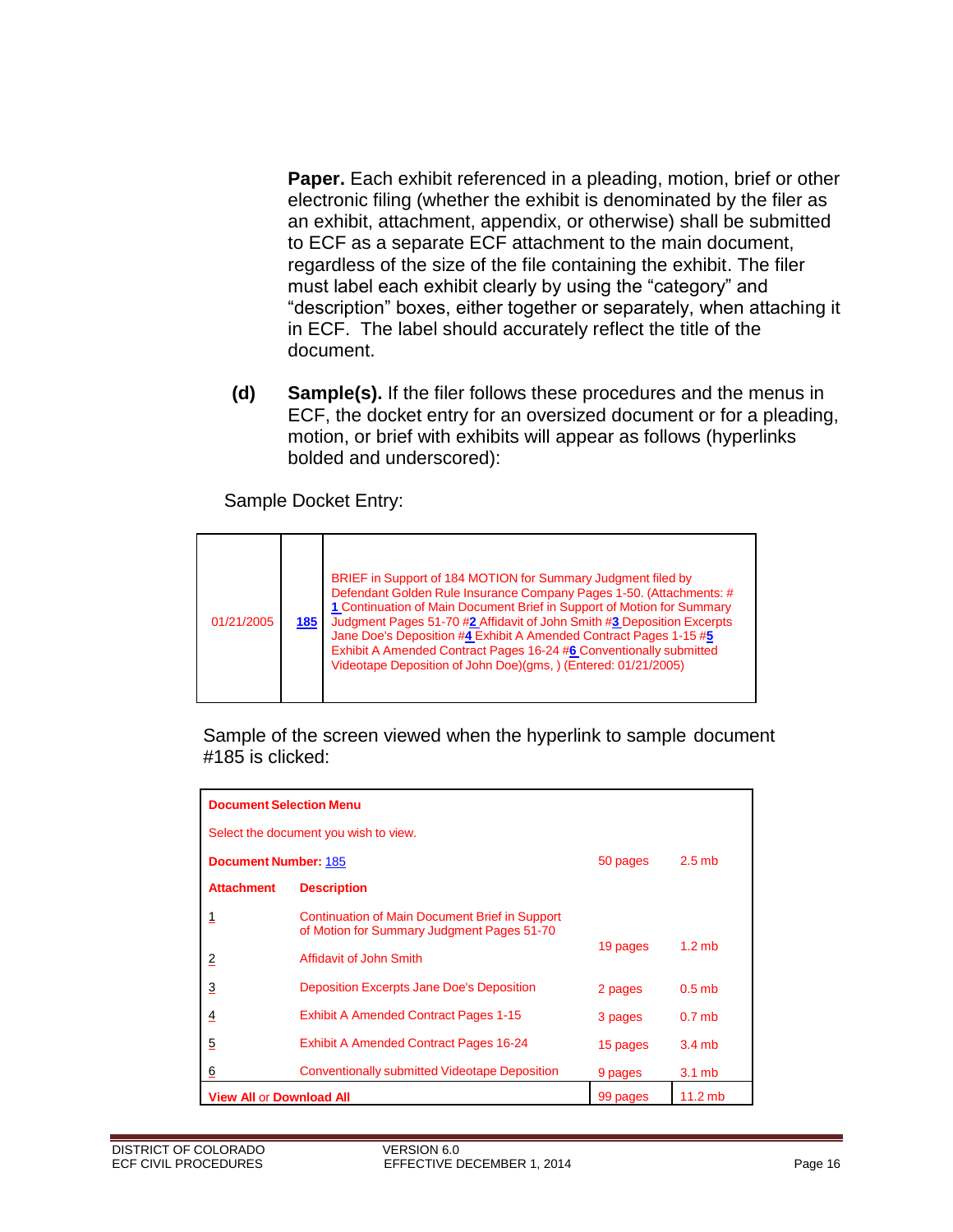**Paper.** Each exhibit referenced in a pleading, motion, brief or other electronic filing (whether the exhibit is denominated by the filer as an exhibit, attachment, appendix, or otherwise) shall be submitted to ECF as a separate ECF attachment to the main document, regardless of the size of the file containing the exhibit. The filer must label each exhibit clearly by using the "category" and "description" boxes, either together or separately, when attaching it in ECF. The label should accurately reflect the title of the document.

**(d)** **Sample(s).** If the filer follows these procedures and the menus in ECF, the docket entry for an oversized document or for a pleading, motion, or brief with exhibits will appear as follows (hyperlinks bolded and underscored):

Sample Docket Entry:

| | | |
|---|---|---|
| 01/21/2005 | **185** | BRIEF in Support of 184 MOTION for Summary Judgment filed by Defendant Golden Rule Insurance Company Pages 1-50. (Attachments: # **1** Continuation of Main Document Brief in Support of Motion for Summary Judgment Pages 51-70 #**2** Affidavit of John Smith #**3** Deposition Excerpts Jane Doe's Deposition #**4** Exhibit A Amended Contract Pages 1-15 #**5** Exhibit A Amended Contract Pages 16-24 #**6** Conventionally submitted Videotape Deposition of John Doe)(gms, ) (Entered: 01/21/2005) |

Sample of the screen viewed when the hyperlink to sample document #185 is clicked:

| **Document Selection Menu** | | | |
|---|---|---|---|
| Select the document you wish to view. | | | |
| **Document Number:** 185 | | 50 pages | 2.5 mb |
| **Attachment** | **Description** | | |
| 1 | Continuation of Main Document Brief in Support of Motion for Summary Judgment Pages 51-70 | | |
| 2 | Affidavit of John Smith | 19 pages | 1.2 mb |
| 3 | Deposition Excerpts Jane Doe's Deposition | 2 pages | 0.5 mb |
| 4 | Exhibit A Amended Contract Pages 1-15 | 3 pages | 0.7 mb |
| 5 | Exhibit A Amended Contract Pages 16-24 | 15 pages | 3.4 mb |
| 6 | Conventionally submitted Videotape Deposition | 9 pages | 3.1 mb |
| **View All** or **Download All** | | 99 pages | 11.2 mb |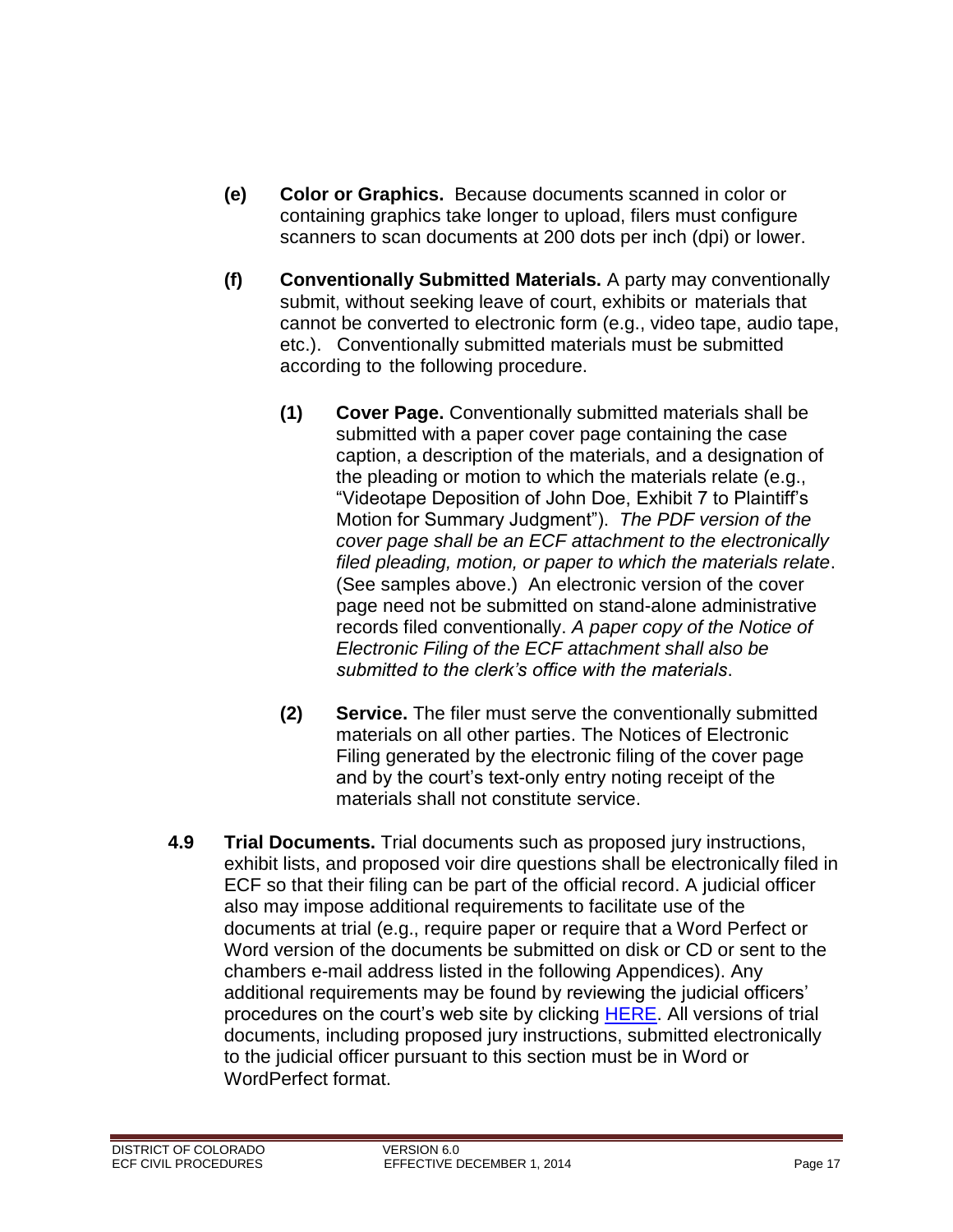**(e) Color or Graphics.** Because documents scanned in color or containing graphics take longer to upload, filers must configure scanners to scan documents at 200 dots per inch (dpi) or lower.

**(f) Conventionally Submitted Materials.** A party may conventionally submit, without seeking leave of court, exhibits or materials that cannot be converted to electronic form (e.g., video tape, audio tape, etc.). Conventionally submitted materials must be submitted according to the following procedure.

**(1) Cover Page.** Conventionally submitted materials shall be submitted with a paper cover page containing the case caption, a description of the materials, and a designation of the pleading or motion to which the materials relate (e.g., "Videotape Deposition of John Doe, Exhibit 7 to Plaintiff's Motion for Summary Judgment"). *The PDF version of the cover page shall be an ECF attachment to the electronically filed pleading, motion, or paper to which the materials relate*. (See samples above.) An electronic version of the cover page need not be submitted on stand-alone administrative records filed conventionally. *A paper copy of the Notice of Electronic Filing of the ECF attachment shall also be submitted to the clerk's office with the materials*.

**(2) Service.** The filer must serve the conventionally submitted materials on all other parties. The Notices of Electronic Filing generated by the electronic filing of the cover page and by the court's text-only entry noting receipt of the materials shall not constitute service.

**4.9 Trial Documents.** Trial documents such as proposed jury instructions, exhibit lists, and proposed voir dire questions shall be electronically filed in ECF so that their filing can be part of the official record. A judicial officer also may impose additional requirements to facilitate use of the documents at trial (e.g., require paper or require that a Word Perfect or Word version of the documents be submitted on disk or CD or sent to the chambers e-mail address listed in the following Appendices). Any additional requirements may be found by reviewing the judicial officers' procedures on the court's web site by clicking HERE. All versions of trial documents, including proposed jury instructions, submitted electronically to the judicial officer pursuant to this section must be in Word or WordPerfect format.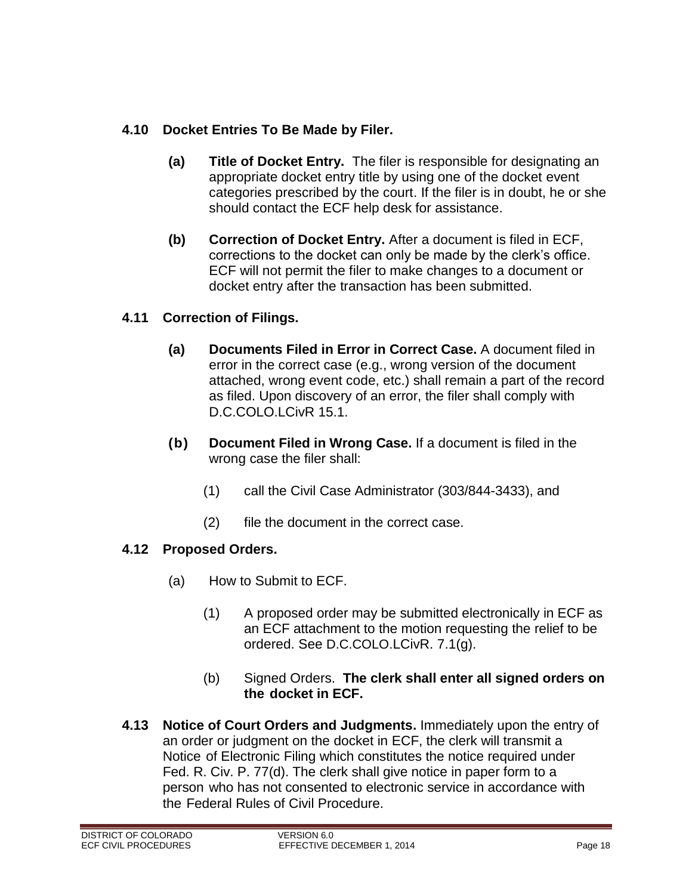### 4.10 Docket Entries To Be Made by Filer.

**(a) Title of Docket Entry.** The filer is responsible for designating an appropriate docket entry title by using one of the docket event categories prescribed by the court. If the filer is in doubt, he or she should contact the ECF help desk for assistance.

**(b) Correction of Docket Entry.** After a document is filed in ECF, corrections to the docket can only be made by the clerk's office. ECF will not permit the filer to make changes to a document or docket entry after the transaction has been submitted.

### 4.11 Correction of Filings.

**(a) Documents Filed in Error in Correct Case.** A document filed in error in the correct case (e.g., wrong version of the document attached, wrong event code, etc.) shall remain a part of the record as filed. Upon discovery of an error, the filer shall comply with D.C.COLO.LCivR 15.1.

**(b) Document Filed in Wrong Case.** If a document is filed in the wrong case the filer shall:

(1) call the Civil Case Administrator (303/844-3433), and

(2) file the document in the correct case.

### 4.12 Proposed Orders.

(a) How to Submit to ECF.

(1) A proposed order may be submitted electronically in ECF as an ECF attachment to the motion requesting the relief to be ordered. See D.C.COLO.LCivR. 7.1(g).

(b) Signed Orders. **The clerk shall enter all signed orders on the docket in ECF.**

**4.13 Notice of Court Orders and Judgments.** Immediately upon the entry of an order or judgment on the docket in ECF, the clerk will transmit a Notice of Electronic Filing which constitutes the notice required under Fed. R. Civ. P. 77(d). The clerk shall give notice in paper form to a person who has not consented to electronic service in accordance with the Federal Rules of Civil Procedure.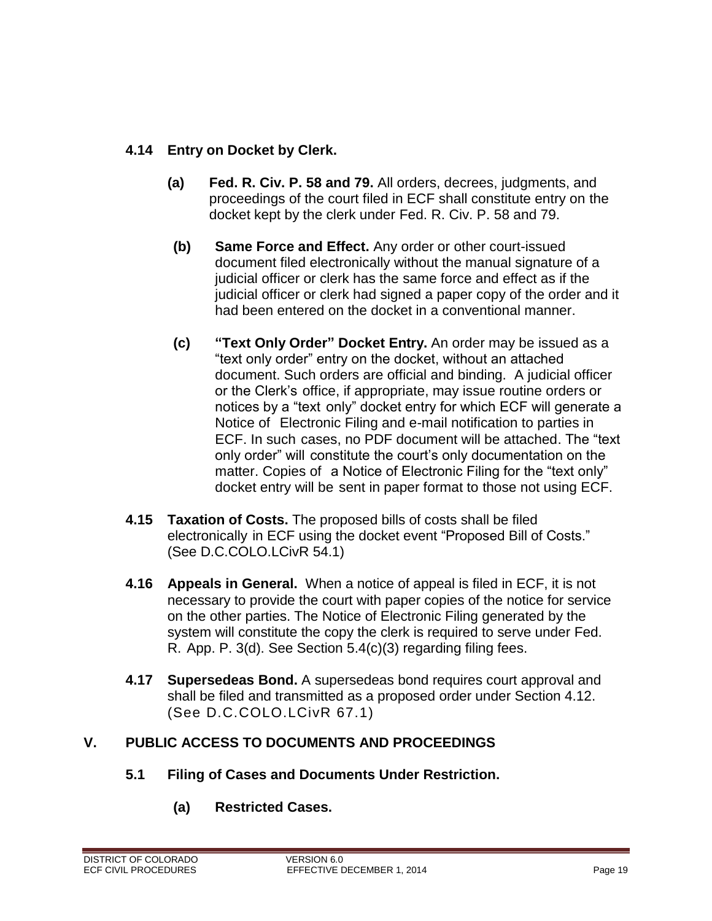### 4.14 Entry on Docket by Clerk.

**(a) Fed. R. Civ. P. 58 and 79.** All orders, decrees, judgments, and proceedings of the court filed in ECF shall constitute entry on the docket kept by the clerk under Fed. R. Civ. P. 58 and 79.

**(b) Same Force and Effect.** Any order or other court-issued document filed electronically without the manual signature of a judicial officer or clerk has the same force and effect as if the judicial officer or clerk had signed a paper copy of the order and it had been entered on the docket in a conventional manner.

**(c) "Text Only Order" Docket Entry.** An order may be issued as a "text only order" entry on the docket, without an attached document. Such orders are official and binding. A judicial officer or the Clerk's office, if appropriate, may issue routine orders or notices by a "text only" docket entry for which ECF will generate a Notice of Electronic Filing and e-mail notification to parties in ECF. In such cases, no PDF document will be attached. The "text only order" will constitute the court's only documentation on the matter. Copies of a Notice of Electronic Filing for the "text only" docket entry will be sent in paper format to those not using ECF.

**4.15 Taxation of Costs.** The proposed bills of costs shall be filed electronically in ECF using the docket event "Proposed Bill of Costs." (See D.C.COLO.LCivR 54.1)

**4.16 Appeals in General.** When a notice of appeal is filed in ECF, it is not necessary to provide the court with paper copies of the notice for service on the other parties. The Notice of Electronic Filing generated by the system will constitute the copy the clerk is required to serve under Fed. R. App. P. 3(d). See Section 5.4(c)(3) regarding filing fees.

**4.17 Supersedeas Bond.** A supersedeas bond requires court approval and shall be filed and transmitted as a proposed order under Section 4.12. (See D.C.COLO.LCivR 67.1)

## V. PUBLIC ACCESS TO DOCUMENTS AND PROCEEDINGS

### 5.1 Filing of Cases and Documents Under Restriction.

**(a) Restricted Cases.**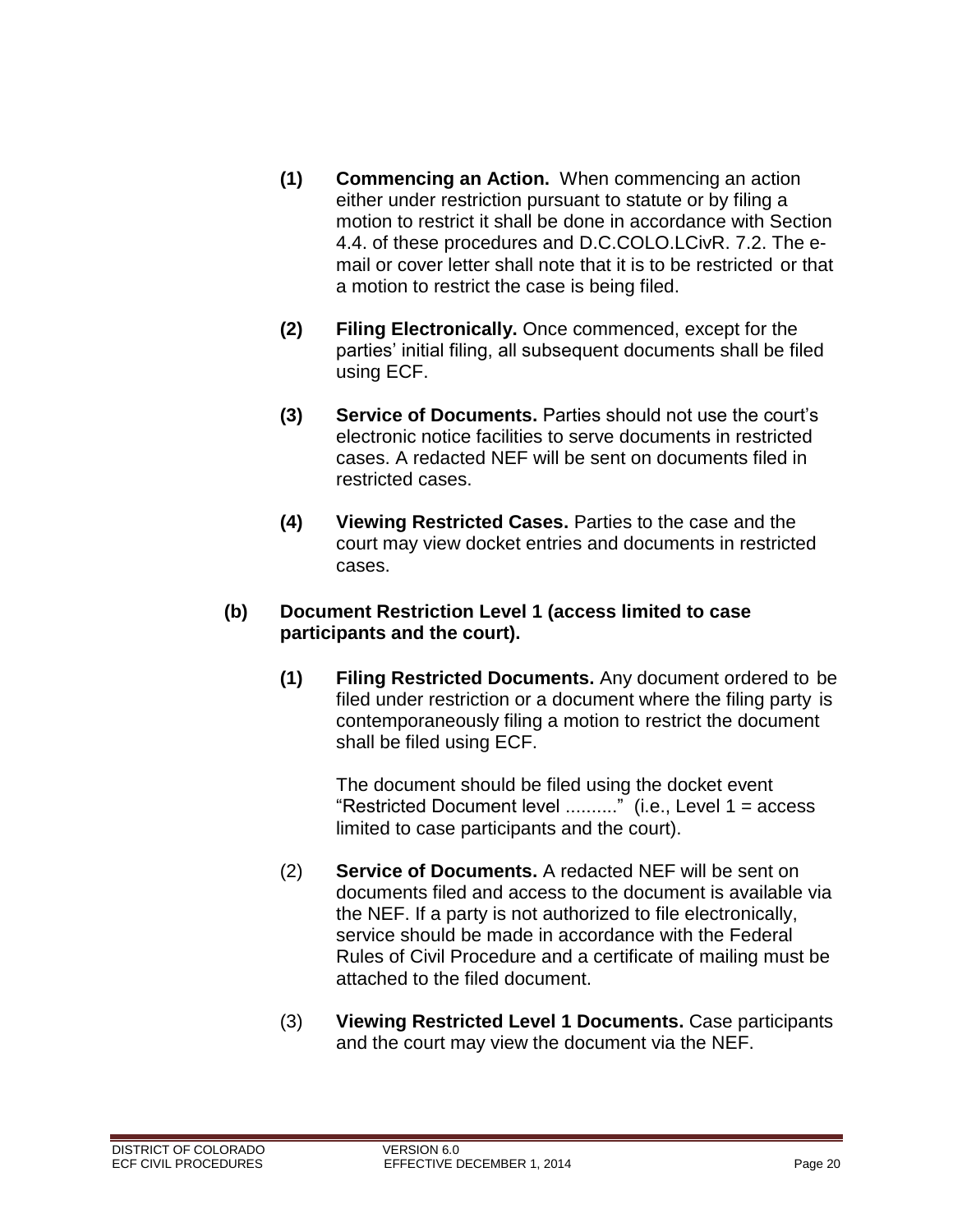**(1) Commencing an Action.** When commencing an action either under restriction pursuant to statute or by filing a motion to restrict it shall be done in accordance with Section 4.4. of these procedures and D.C.COLO.LCivR. 7.2. The e-mail or cover letter shall note that it is to be restricted or that a motion to restrict the case is being filed.

**(2) Filing Electronically.** Once commenced, except for the parties' initial filing, all subsequent documents shall be filed using ECF.

**(3) Service of Documents.** Parties should not use the court's electronic notice facilities to serve documents in restricted cases. A redacted NEF will be sent on documents filed in restricted cases.

**(4) Viewing Restricted Cases.** Parties to the case and the court may view docket entries and documents in restricted cases.

**(b) Document Restriction Level 1 (access limited to case participants and the court).**

**(1) Filing Restricted Documents.** Any document ordered to be filed under restriction or a document where the filing party is contemporaneously filing a motion to restrict the document shall be filed using ECF.

The document should be filed using the docket event "Restricted Document level .........." (i.e., Level 1 = access limited to case participants and the court).

(2) **Service of Documents.** A redacted NEF will be sent on documents filed and access to the document is available via the NEF. If a party is not authorized to file electronically, service should be made in accordance with the Federal Rules of Civil Procedure and a certificate of mailing must be attached to the filed document.

(3) **Viewing Restricted Level 1 Documents.** Case participants and the court may view the document via the NEF.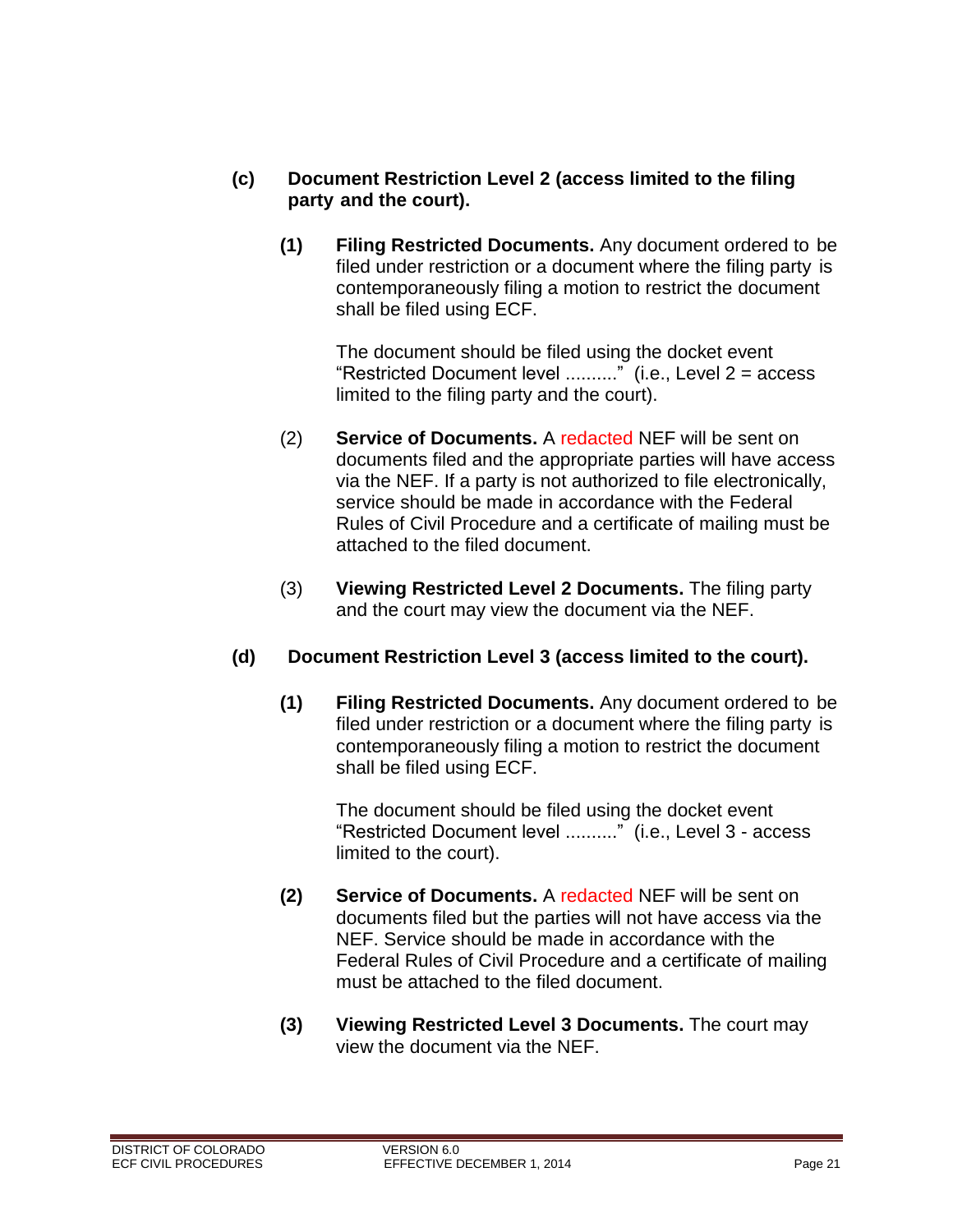**(c) Document Restriction Level 2 (access limited to the filing party and the court).**

**(1) Filing Restricted Documents.** Any document ordered to be filed under restriction or a document where the filing party is contemporaneously filing a motion to restrict the document shall be filed using ECF.

The document should be filed using the docket event "Restricted Document level .........." (i.e., Level 2 = access limited to the filing party and the court).

(2) **Service of Documents.** A redacted NEF will be sent on documents filed and the appropriate parties will have access via the NEF. If a party is not authorized to file electronically, service should be made in accordance with the Federal Rules of Civil Procedure and a certificate of mailing must be attached to the filed document.

(3) **Viewing Restricted Level 2 Documents.** The filing party and the court may view the document via the NEF.

**(d) Document Restriction Level 3 (access limited to the court).**

**(1) Filing Restricted Documents.** Any document ordered to be filed under restriction or a document where the filing party is contemporaneously filing a motion to restrict the document shall be filed using ECF.

The document should be filed using the docket event "Restricted Document level .........." (i.e., Level 3 - access limited to the court).

**(2) Service of Documents.** A redacted NEF will be sent on documents filed but the parties will not have access via the NEF. Service should be made in accordance with the Federal Rules of Civil Procedure and a certificate of mailing must be attached to the filed document.

**(3) Viewing Restricted Level 3 Documents.** The court may view the document via the NEF.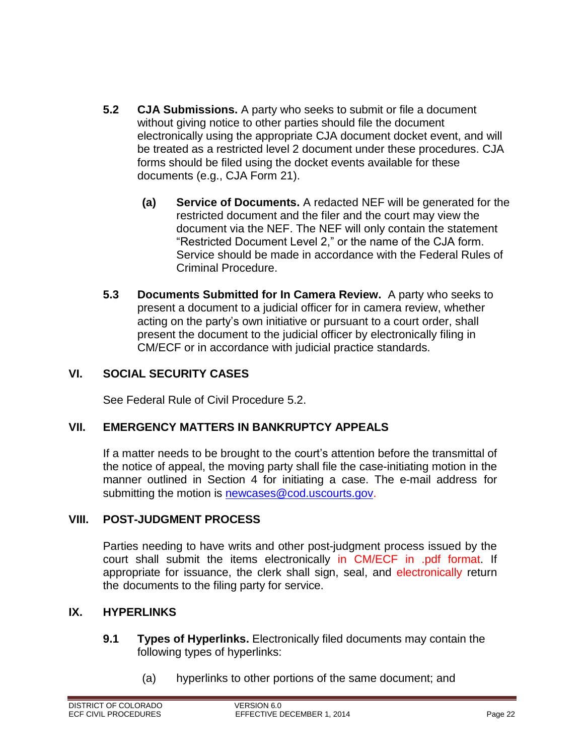**5.2 CJA Submissions.** A party who seeks to submit or file a document without giving notice to other parties should file the document electronically using the appropriate CJA document docket event, and will be treated as a restricted level 2 document under these procedures. CJA forms should be filed using the docket events available for these documents (e.g., CJA Form 21).

**(a) Service of Documents.** A redacted NEF will be generated for the restricted document and the filer and the court may view the document via the NEF. The NEF will only contain the statement "Restricted Document Level 2," or the name of the CJA form. Service should be made in accordance with the Federal Rules of Criminal Procedure.

**5.3 Documents Submitted for In Camera Review.** A party who seeks to present a document to a judicial officer for in camera review, whether acting on the party's own initiative or pursuant to a court order, shall present the document to the judicial officer by electronically filing in CM/ECF or in accordance with judicial practice standards.

## VI. SOCIAL SECURITY CASES

See Federal Rule of Civil Procedure 5.2.

## VII. EMERGENCY MATTERS IN BANKRUPTCY APPEALS

If a matter needs to be brought to the court's attention before the transmittal of the notice of appeal, the moving party shall file the case-initiating motion in the manner outlined in Section 4 for initiating a case. The e-mail address for submitting the motion is newcases@cod.uscourts.gov.

## VIII. POST-JUDGMENT PROCESS

Parties needing to have writs and other post-judgment process issued by the court shall submit the items electronically in CM/ECF in .pdf format. If appropriate for issuance, the clerk shall sign, seal, and electronically return the documents to the filing party for service.

## IX. HYPERLINKS

**9.1 Types of Hyperlinks.** Electronically filed documents may contain the following types of hyperlinks:

(a) hyperlinks to other portions of the same document; and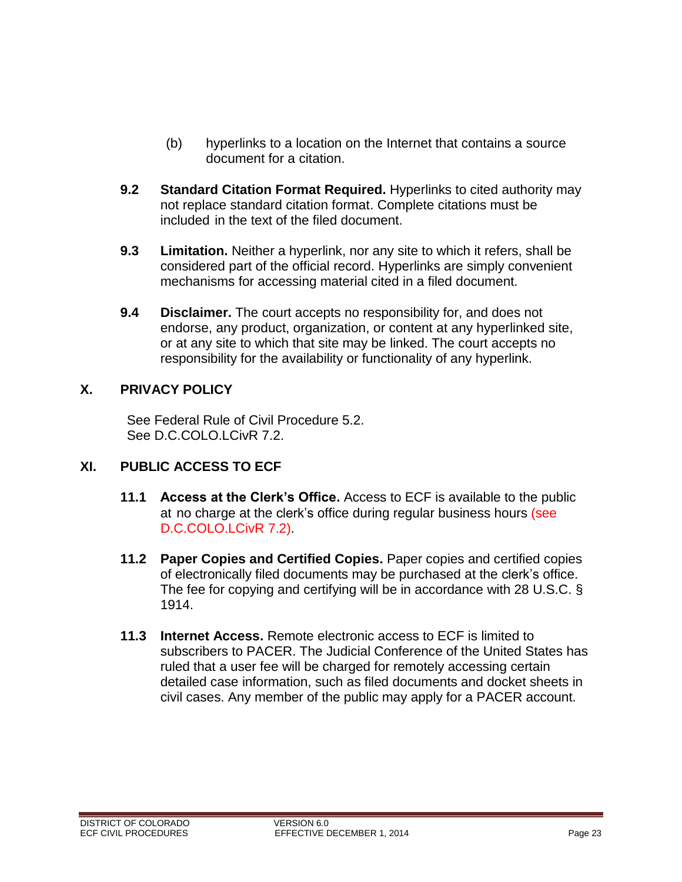(b) hyperlinks to a location on the Internet that contains a source document for a citation.

**9.2 Standard Citation Format Required.** Hyperlinks to cited authority may not replace standard citation format. Complete citations must be included in the text of the filed document.

**9.3 Limitation.** Neither a hyperlink, nor any site to which it refers, shall be considered part of the official record. Hyperlinks are simply convenient mechanisms for accessing material cited in a filed document.

**9.4 Disclaimer.** The court accepts no responsibility for, and does not endorse, any product, organization, or content at any hyperlinked site, or at any site to which that site may be linked. The court accepts no responsibility for the availability or functionality of any hyperlink.

## X. PRIVACY POLICY

See Federal Rule of Civil Procedure 5.2.
See D.C.COLO.LCivR 7.2.

## XI. PUBLIC ACCESS TO ECF

**11.1 Access at the Clerk's Office.** Access to ECF is available to the public at no charge at the clerk's office during regular business hours (see D.C.COLO.LCivR 7.2).

**11.2 Paper Copies and Certified Copies.** Paper copies and certified copies of electronically filed documents may be purchased at the clerk's office. The fee for copying and certifying will be in accordance with 28 U.S.C. § 1914.

**11.3 Internet Access.** Remote electronic access to ECF is limited to subscribers to PACER. The Judicial Conference of the United States has ruled that a user fee will be charged for remotely accessing certain detailed case information, such as filed documents and docket sheets in civil cases. Any member of the public may apply for a PACER account.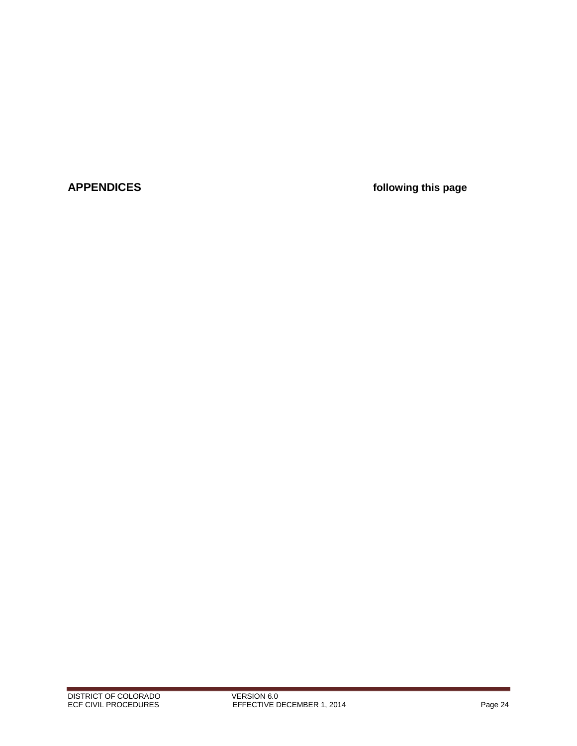**APPENDICES** **following this page**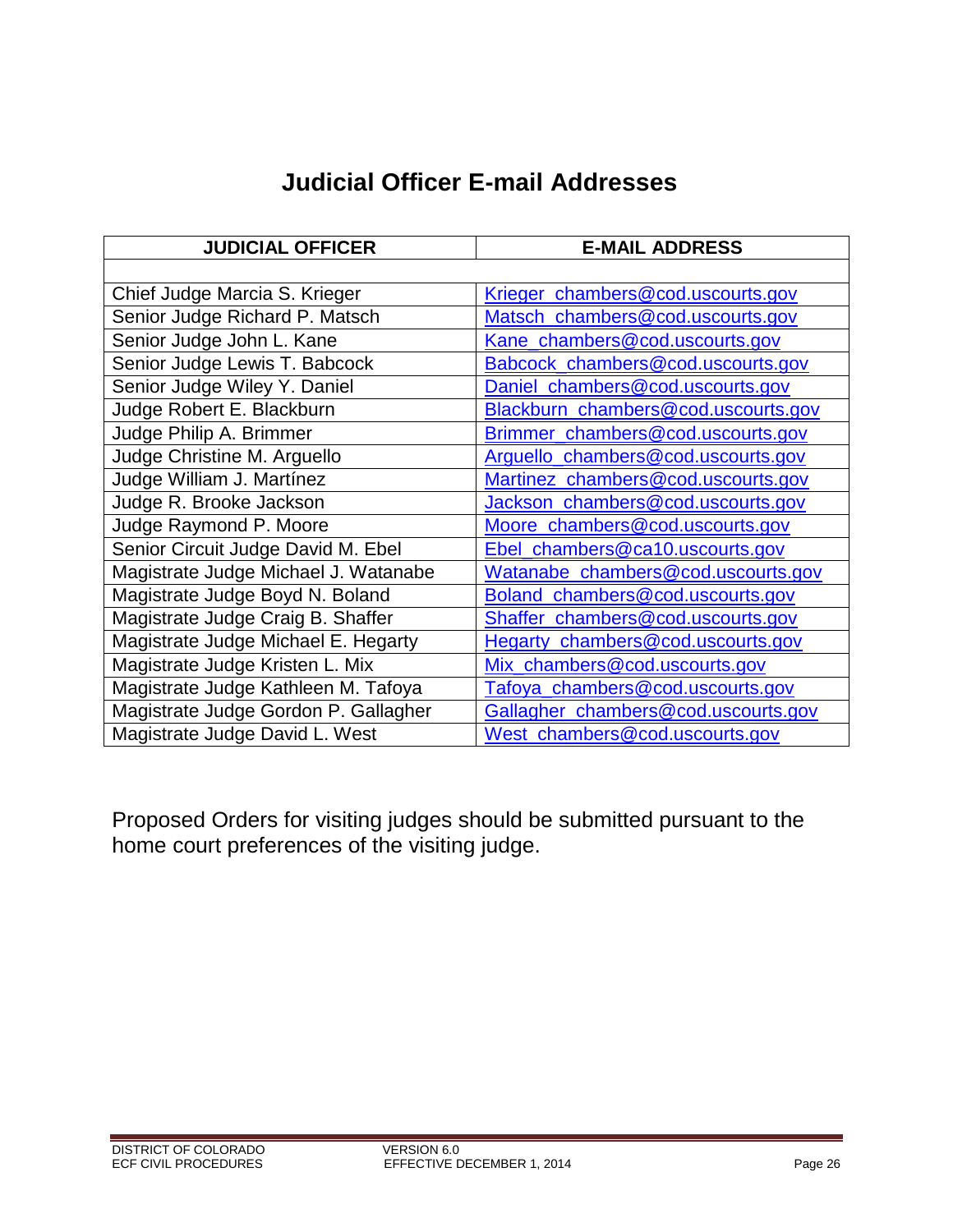# Judicial Officer E-mail Addresses

| JUDICIAL OFFICER | E-MAIL ADDRESS |
|---|---|
| | |
| Chief Judge Marcia S. Krieger | Krieger_chambers@cod.uscourts.gov |
| Senior Judge Richard P. Matsch | Matsch_chambers@cod.uscourts.gov |
| Senior Judge John L. Kane | Kane_chambers@cod.uscourts.gov |
| Senior Judge Lewis T. Babcock | Babcock_chambers@cod.uscourts.gov |
| Senior Judge Wiley Y. Daniel | Daniel_chambers@cod.uscourts.gov |
| Judge Robert E. Blackburn | Blackburn_chambers@cod.uscourts.gov |
| Judge Philip A. Brimmer | Brimmer_chambers@cod.uscourts.gov |
| Judge Christine M. Arguello | Arguello_chambers@cod.uscourts.gov |
| Judge William J. Martínez | Martinez_chambers@cod.uscourts.gov |
| Judge R. Brooke Jackson | Jackson_chambers@cod.uscourts.gov |
| Judge Raymond P. Moore | Moore_chambers@cod.uscourts.gov |
| Senior Circuit Judge David M. Ebel | Ebel_chambers@ca10.uscourts.gov |
| Magistrate Judge Michael J. Watanabe | Watanabe_chambers@cod.uscourts.gov |
| Magistrate Judge Boyd N. Boland | Boland_chambers@cod.uscourts.gov |
| Magistrate Judge Craig B. Shaffer | Shaffer_chambers@cod.uscourts.gov |
| Magistrate Judge Michael E. Hegarty | Hegarty_chambers@cod.uscourts.gov |
| Magistrate Judge Kristen L. Mix | Mix_chambers@cod.uscourts.gov |
| Magistrate Judge Kathleen M. Tafoya | Tafoya_chambers@cod.uscourts.gov |
| Magistrate Judge Gordon P. Gallagher | Gallagher_chambers@cod.uscourts.gov |
| Magistrate Judge David L. West | West_chambers@cod.uscourts.gov |

Proposed Orders for visiting judges should be submitted pursuant to the home court preferences of the visiting judge.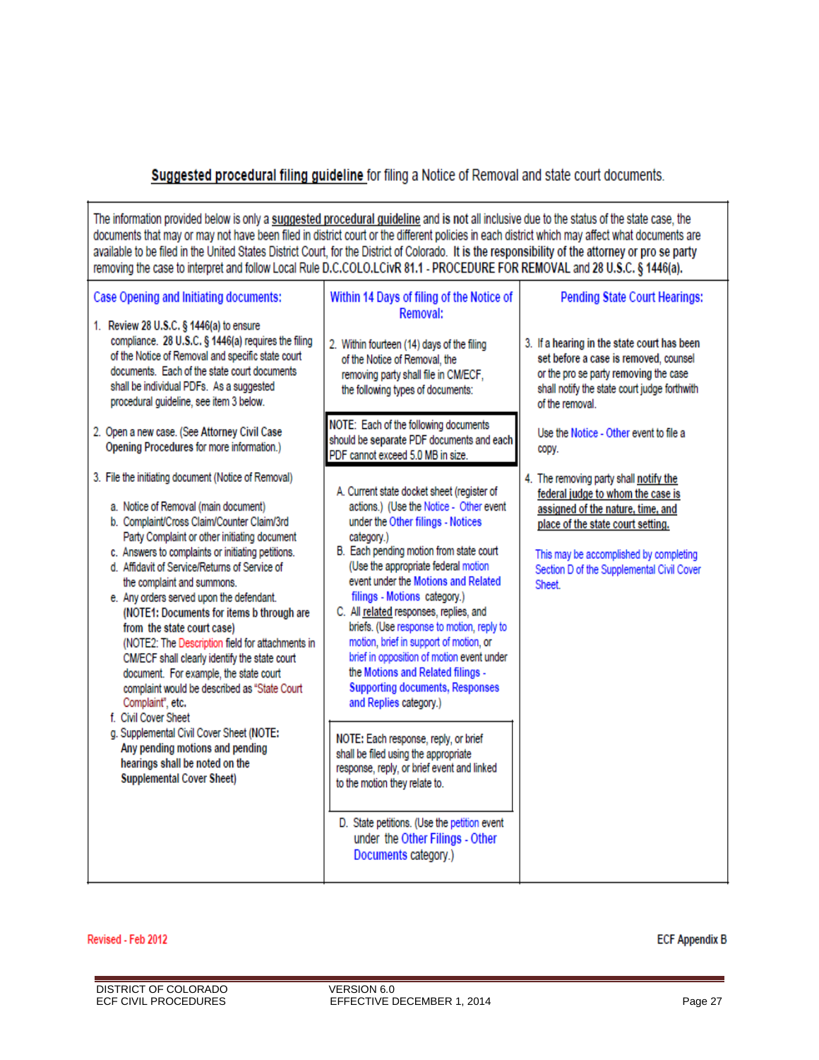**<u>Suggested procedural filing guideline</u>** for filing a Notice of Removal and state court documents.

The information provided below is only a <u>suggested procedural guideline</u> and **is not** all inclusive due to the status of the state case, the documents that may or may not have been filed in district court or the different policies in each district which may affect what documents are available to be filed in the United States District Court, for the District of Colorado. **It is the responsibility of the attorney or pro se party removing the case to interpret and follow Local Rule D.C.COLO.LCivR 81.1 - PROCEDURE FOR REMOVAL and 28 U.S.C. § 1446(a).**

### Case Opening and Initiating documents:

1. **Review 28 U.S.C. § 1446(a)** to ensure compliance. **28 U.S.C. § 1446(a)** requires the filing of the Notice of Removal and specific state court documents. Each of the state court documents shall be individual PDFs. As a suggested procedural guideline, see item 3 below.

2. Open a new case. (See **Attorney Civil Case Opening Procedures** for more information.)

3. File the initiating document (Notice of Removal)

   a. Notice of Removal (main document)
   b. Complaint/Cross Claim/Counter Claim/3rd Party Complaint or other initiating document
   c. Answers to complaints or initiating petitions.
   d. Affidavit of Service/Returns of Service of the complaint and summons.
   e. Any orders served upon the defendant.
   **(NOTE1: Documents for items b through are from the state court case)**
   (NOTE2: The Description field for attachments in CM/ECF shall clearly identify the state court document. For example, the state court complaint would be described as "State Court Complaint", **etc.**
   f. Civil Cover Sheet
   g. Supplemental Civil Cover Sheet **(NOTE: Any pending motions and pending hearings shall be noted on the Supplemental Cover Sheet)**

### Within 14 Days of filing of the Notice of Removal:

2. Within fourteen (14) days of the filing of the Notice of Removal, the removing party shall file in CM/ECF, the following types of documents:

> NOTE: Each of the following documents should be separate PDF documents and each PDF cannot exceed 5.0 MB in size.

A. Current state docket sheet (register of actions.) (Use the Notice - Other event under the Other filings - Notices category.)
B. Each pending motion from state court (Use the appropriate federal motion event under the Motions and Related filings - Motions category.)
C. All <u>related</u> responses, replies, and briefs. (Use response to motion, reply to motion, brief in support of motion, or brief in opposition of motion event under the Motions and Related filings - Supporting documents, Responses and Replies category.)

> NOTE: Each response, reply, or brief shall be filed using the appropriate response, reply, or brief event and linked to the motion they relate to.

D. State petitions. (Use the petition event under the Other Filings - Other Documents category.)

### Pending State Court Hearings:

3. If a **hearing in the state court** has been set before a case is removed, counsel or the pro se party removing the case shall notify the state court judge forthwith of the removal.

   Use the Notice - Other event to file a copy.

4. The removing party shall <u>notify the federal judge to whom the case is assigned of the nature, time, and place of the state court setting.</u>

   This may be accomplished by completing Section D of the Supplemental Civil Cover Sheet.

Revised - Feb 2012

**ECF Appendix B**